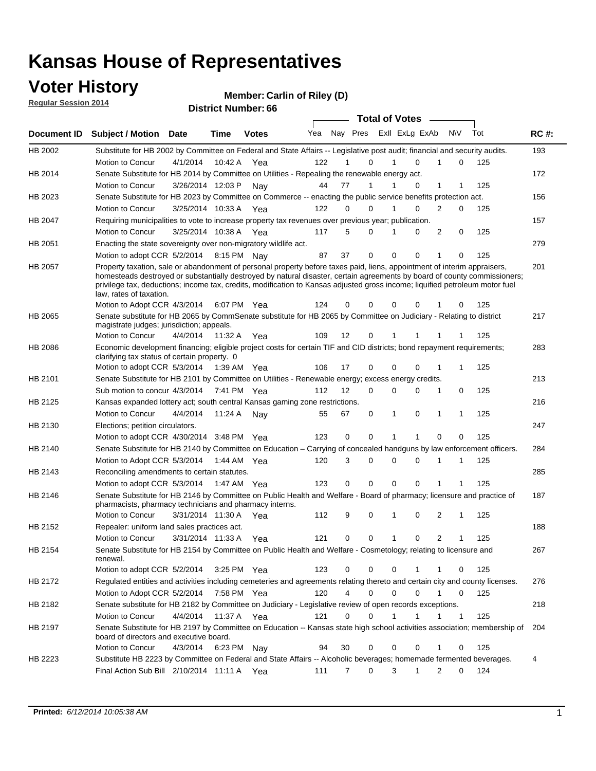# Kansas House of Representatives

## Voter History

**Regular Session 2014**

**Member: Carlin of Riley (D)**

**District Number: 66**

| Document ID | Subject / Motion | Date | Time | Votes | Yea | Nay | Pres | ExII | ExLg | ExAb | N\V | Tot | RC #: |
|---|---|---|---|---|---|---|---|---|---|---|---|---|---|
| HB 2002 | Substitute for HB 2002 by Committee on Federal and State Affairs -- Legislative post audit; financial and security audits. | | | | | | | | | | | | 193 |
| | Motion to Concur | 4/1/2014 | 10:42 A | Yea | 122 | 1 | 0 | 1 | 0 | 1 | 0 | 125 | |
| HB 2014 | Senate Substitute for HB 2014 by Committee on Utilities - Repealing the renewable energy act. | | | | | | | | | | | | 172 |
| | Motion to Concur | 3/26/2014 | 12:03 P | Nay | 44 | 77 | 1 | 1 | 0 | 1 | 1 | 125 | |
| HB 2023 | Senate Substitute for HB 2023 by Committee on Commerce -- enacting the public service benefits protection act. | | | | | | | | | | | | 156 |
| | Motion to Concur | 3/25/2014 | 10:33 A | Yea | 122 | 0 | 0 | 1 | 0 | 2 | 0 | 125 | |
| HB 2047 | Requiring municipalities to vote to increase property tax revenues over previous year; publication. | | | | | | | | | | | | 157 |
| | Motion to Concur | 3/25/2014 | 10:38 A | Yea | 117 | 5 | 0 | 1 | 0 | 2 | 0 | 125 | |
| HB 2051 | Enacting the state sovereignty over non-migratory wildlife act. | | | | | | | | | | | | 279 |
| | Motion to adopt CCR | 5/2/2014 | 8:15 PM | Nay | 87 | 37 | 0 | 0 | 0 | 1 | 0 | 125 | |
| HB 2057 | Property taxation, sale or abandonment of personal property before taxes paid, liens, appointment of interim appraisers, homesteads destroyed or substantially destroyed by natural disaster, certain agreements by board of county commissioners; privilege tax, deductions; income tax, credits, modification to Kansas adjusted gross income; liquified petroleum motor fuel law, rates of taxation. | | | | | | | | | | | | 201 |
| | Motion to Adopt CCR | 4/3/2014 | 6:07 PM | Yea | 124 | 0 | 0 | 0 | 0 | 1 | 0 | 125 | |
| HB 2065 | Senate substitute for HB 2065 by CommSenate substitute for HB 2065 by Committee on Judiciary - Relating to district magistrate judges; jurisdiction; appeals. | | | | | | | | | | | | 217 |
| | Motion to Concur | 4/4/2014 | 11:32 A | Yea | 109 | 12 | 0 | 1 | 1 | 1 | 1 | 125 | |
| HB 2086 | Economic development financing; eligible project costs for certain TIF and CID districts; bond repayment requirements; clarifying tax status of certain property. 0 | | | | | | | | | | | | 283 |
| | Motion to adopt CCR | 5/3/2014 | 1:39 AM | Yea | 106 | 17 | 0 | 0 | 0 | 1 | 1 | 125 | |
| HB 2101 | Senate Substitute for HB 2101 by Committee on Utilities - Renewable energy; excess energy credits. | | | | | | | | | | | | 213 |
| | Sub motion to concur | 4/3/2014 | 7:41 PM | Yea | 112 | 12 | 0 | 0 | 0 | 1 | 0 | 125 | |
| HB 2125 | Kansas expanded lottery act; south central Kansas gaming zone restrictions. | | | | | | | | | | | | 216 |
| | Motion to Concur | 4/4/2014 | 11:24 A | Nay | 55 | 67 | 0 | 1 | 0 | 1 | 1 | 125 | |
| HB 2130 | Elections; petition circulators. | | | | | | | | | | | | 247 |
| | Motion to adopt CCR | 4/30/2014 | 3:48 PM | Yea | 123 | 0 | 0 | 1 | 1 | 0 | 0 | 125 | |
| HB 2140 | Senate Substitute for HB 2140 by Committee on Education – Carrying of concealed handguns by law enforcement officers. | | | | | | | | | | | | 284 |
| | Motion to Adopt CCR | 5/3/2014 | 1:44 AM | Yea | 120 | 3 | 0 | 0 | 0 | 1 | 1 | 125 | |
| HB 2143 | Reconciling amendments to certain statutes. | | | | | | | | | | | | 285 |
| | Motion to adopt CCR | 5/3/2014 | 1:47 AM | Yea | 123 | 0 | 0 | 0 | 0 | 1 | 1 | 125 | |
| HB 2146 | Senate Substitute for HB 2146 by Committee on Public Health and Welfare - Board of pharmacy; licensure and practice of pharmacists, pharmacy technicians and pharmacy interns. | | | | | | | | | | | | 187 |
| | Motion to Concur | 3/31/2014 | 11:30 A | Yea | 112 | 9 | 0 | 1 | 0 | 2 | 1 | 125 | |
| HB 2152 | Repealer: uniform land sales practices act. | | | | | | | | | | | | 188 |
| | Motion to Concur | 3/31/2014 | 11:33 A | Yea | 121 | 0 | 0 | 1 | 0 | 2 | 1 | 125 | |
| HB 2154 | Senate Substitute for HB 2154 by Committee on Public Health and Welfare - Cosmetology; relating to licensure and renewal. | | | | | | | | | | | | 267 |
| | Motion to adopt CCR | 5/2/2014 | 3:25 PM | Yea | 123 | 0 | 0 | 0 | 1 | 1 | 0 | 125 | |
| HB 2172 | Regulated entities and activities including cemeteries and agreements relating thereto and certain city and county licenses. | | | | | | | | | | | | 276 |
| | Motion to Adopt CCR | 5/2/2014 | 7:58 PM | Yea | 120 | 4 | 0 | 0 | 0 | 1 | 0 | 125 | |
| HB 2182 | Senate substitute for HB 2182 by Committee on Judiciary - Legislative review of open records exceptions. | | | | | | | | | | | | 218 |
| | Motion to Concur | 4/4/2014 | 11:37 A | Yea | 121 | 0 | 0 | 1 | 1 | 1 | 1 | 125 | |
| HB 2197 | Senate Substitute for HB 2197 by Committee on Education -- Kansas state high school activities association; membership of board of directors and executive board. | | | | | | | | | | | | 204 |
| | Motion to Concur | 4/3/2014 | 6:23 PM | Nay | 94 | 30 | 0 | 0 | 0 | 1 | 0 | 125 | |
| HB 2223 | Substitute HB 2223 by Committee on Federal and State Affairs -- Alcoholic beverages; homemade fermented beverages. | | | | | | | | | | | | 4 |
| | Final Action Sub Bill | 2/10/2014 | 11:11 A | Yea | 111 | 7 | 0 | 3 | 1 | 2 | 0 | 124 | |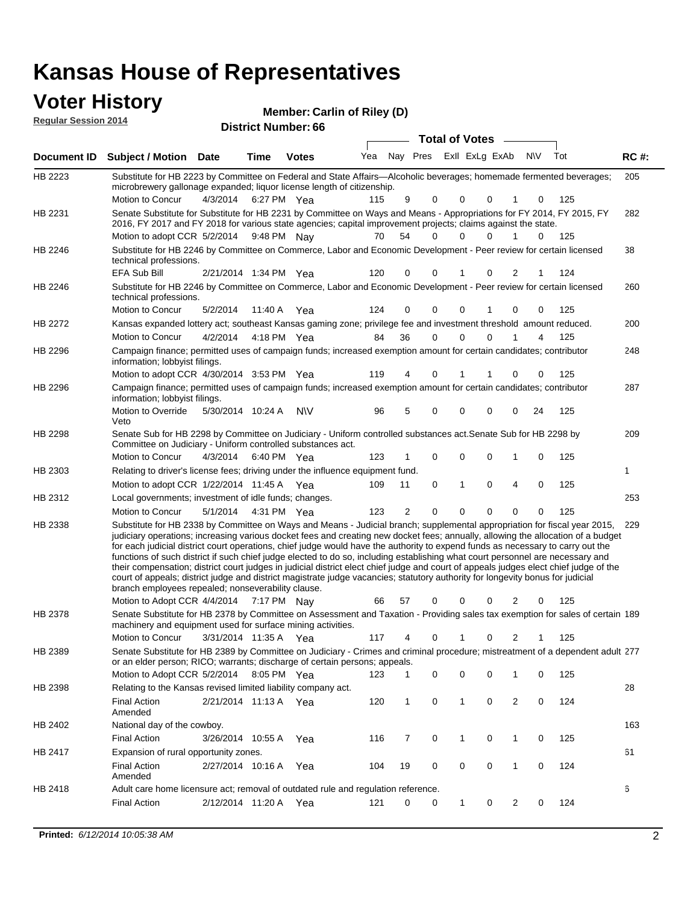# Kansas House of Representatives

## Voter History

**Regular Session 2014**

**Member: Carlin of Riley (D)**

**District Number: 66**

| Document ID | Subject / Motion | Date | Time | Votes | Yea | Nay | Pres | ExlI | ExLg | ExAb | N\V | Tot | RC #: |
|---|---|---|---|---|---|---|---|---|---|---|---|---|---|
| HB 2223 | Substitute for HB 2223 by Committee on Federal and State Affairs—Alcoholic beverages; homemade fermented beverages; microbrewery gallonage expanded; liquor license length of citizenship. | | | | | | | | | | | | 205 |
| | Motion to Concur | 4/3/2014 | 6:27 PM | Yea | 115 | 9 | 0 | 0 | 0 | 1 | 0 | 125 | |
| HB 2231 | Senate Substitute for Substitute for HB 2231 by Committee on Ways and Means - Appropriations for FY 2014, FY 2015, FY 2016, FY 2017 and FY 2018 for various state agencies; capital improvement projects; claims against the state. | | | | | | | | | | | | 282 |
| | Motion to adopt CCR | 5/2/2014 | 9:48 PM | Nay | 70 | 54 | 0 | 0 | 0 | 1 | 0 | 125 | |
| HB 2246 | Substitute for HB 2246 by Committee on Commerce, Labor and Economic Development - Peer review for certain licensed technical professions. | | | | | | | | | | | | 38 |
| | EFA Sub Bill | 2/21/2014 | 1:34 PM | Yea | 120 | 0 | 0 | 1 | 0 | 2 | 1 | 124 | |
| HB 2246 | Substitute for HB 2246 by Committee on Commerce, Labor and Economic Development - Peer review for certain licensed technical professions. | | | | | | | | | | | | 260 |
| | Motion to Concur | 5/2/2014 | 11:40 A | Yea | 124 | 0 | 0 | 0 | 1 | 0 | 0 | 125 | |
| HB 2272 | Kansas expanded lottery act; southeast Kansas gaming zone; privilege fee and investment threshold amount reduced. | | | | | | | | | | | | 200 |
| | Motion to Concur | 4/2/2014 | 4:18 PM | Yea | 84 | 36 | 0 | 0 | 0 | 1 | 4 | 125 | |
| HB 2296 | Campaign finance; permitted uses of campaign funds; increased exemption amount for certain candidates; contributor information; lobbyist filings. | | | | | | | | | | | | 248 |
| | Motion to adopt CCR | 4/30/2014 | 3:53 PM | Yea | 119 | 4 | 0 | 1 | 1 | 0 | 0 | 125 | |
| HB 2296 | Campaign finance; permitted uses of campaign funds; increased exemption amount for certain candidates; contributor information; lobbyist filings. | | | | | | | | | | | | 287 |
| | Motion to Override Veto | 5/30/2014 | 10:24 A | N\V | 96 | 5 | 0 | 0 | 0 | 0 | 24 | 125 | |
| HB 2298 | Senate Sub for HB 2298 by Committee on Judiciary - Uniform controlled substances act.Senate Sub for HB 2298 by Committee on Judiciary - Uniform controlled substances act. | | | | | | | | | | | | 209 |
| | Motion to Concur | 4/3/2014 | 6:40 PM | Yea | 123 | 1 | 0 | 0 | 0 | 1 | 0 | 125 | |
| HB 2303 | Relating to driver's license fees; driving under the influence equipment fund. | | | | | | | | | | | | 1 |
| | Motion to adopt CCR | 1/22/2014 | 11:45 A | Yea | 109 | 11 | 0 | 1 | 0 | 4 | 0 | 125 | |
| HB 2312 | Local governments; investment of idle funds; changes. | | | | | | | | | | | | 253 |
| | Motion to Concur | 5/1/2014 | 4:31 PM | Yea | 123 | 2 | 0 | 0 | 0 | 0 | 0 | 125 | |
| HB 2338 | Substitute for HB 2338 by Committee on Ways and Means - Judicial branch; supplemental appropriation for fiscal year 2015, judiciary operations; increasing various docket fees and creating new docket fees; annually, allowing the allocation of a budget for each judicial district court operations, chief judge would have the authority to expend funds as necessary to carry out the functions of such district if such chief judge elected to do so, including establishing what court personnel are necessary and their compensation; district court judges in judicial district elect chief judge and court of appeals judges elect chief judge of the court of appeals; district judge and district magistrate judge vacancies; statutory authority for longevity bonus for judicial branch employees repealed; nonseverability clause. | | | | | | | | | | | | 229 |
| | Motion to Adopt CCR | 4/4/2014 | 7:17 PM | Nay | 66 | 57 | 0 | 0 | 0 | 2 | 0 | 125 | |
| HB 2378 | Senate Substitute for HB 2378 by Committee on Assessment and Taxation - Providing sales tax exemption for sales of certain machinery and equipment used for surface mining activities. | | | | | | | | | | | | 189 |
| | Motion to Concur | 3/31/2014 | 11:35 A | Yea | 117 | 4 | 0 | 1 | 0 | 2 | 1 | 125 | |
| HB 2389 | Senate Substitute for HB 2389 by Committee on Judiciary - Crimes and criminal procedure; mistreatment of a dependent adult or an elder person; RICO; warrants; discharge of certain persons; appeals. | | | | | | | | | | | | 277 |
| | Motion to Adopt CCR | 5/2/2014 | 8:05 PM | Yea | 123 | 1 | 0 | 0 | 0 | 1 | 0 | 125 | |
| HB 2398 | Relating to the Kansas revised limited liability company act. | | | | | | | | | | | | 28 |
| | Final Action Amended | 2/21/2014 | 11:13 A | Yea | 120 | 1 | 0 | 1 | 0 | 2 | 0 | 124 | |
| HB 2402 | National day of the cowboy. | | | | | | | | | | | | 163 |
| | Final Action | 3/26/2014 | 10:55 A | Yea | 116 | 7 | 0 | 1 | 0 | 1 | 0 | 125 | |
| HB 2417 | Expansion of rural opportunity zones. | | | | | | | | | | | | 61 |
| | Final Action Amended | 2/27/2014 | 10:16 A | Yea | 104 | 19 | 0 | 0 | 0 | 1 | 0 | 124 | |
| HB 2418 | Adult care home licensure act; removal of outdated rule and regulation reference. | | | | | | | | | | | | 6 |
| | Final Action | 2/12/2014 | 11:20 A | Yea | 121 | 0 | 0 | 1 | 0 | 2 | 0 | 124 | |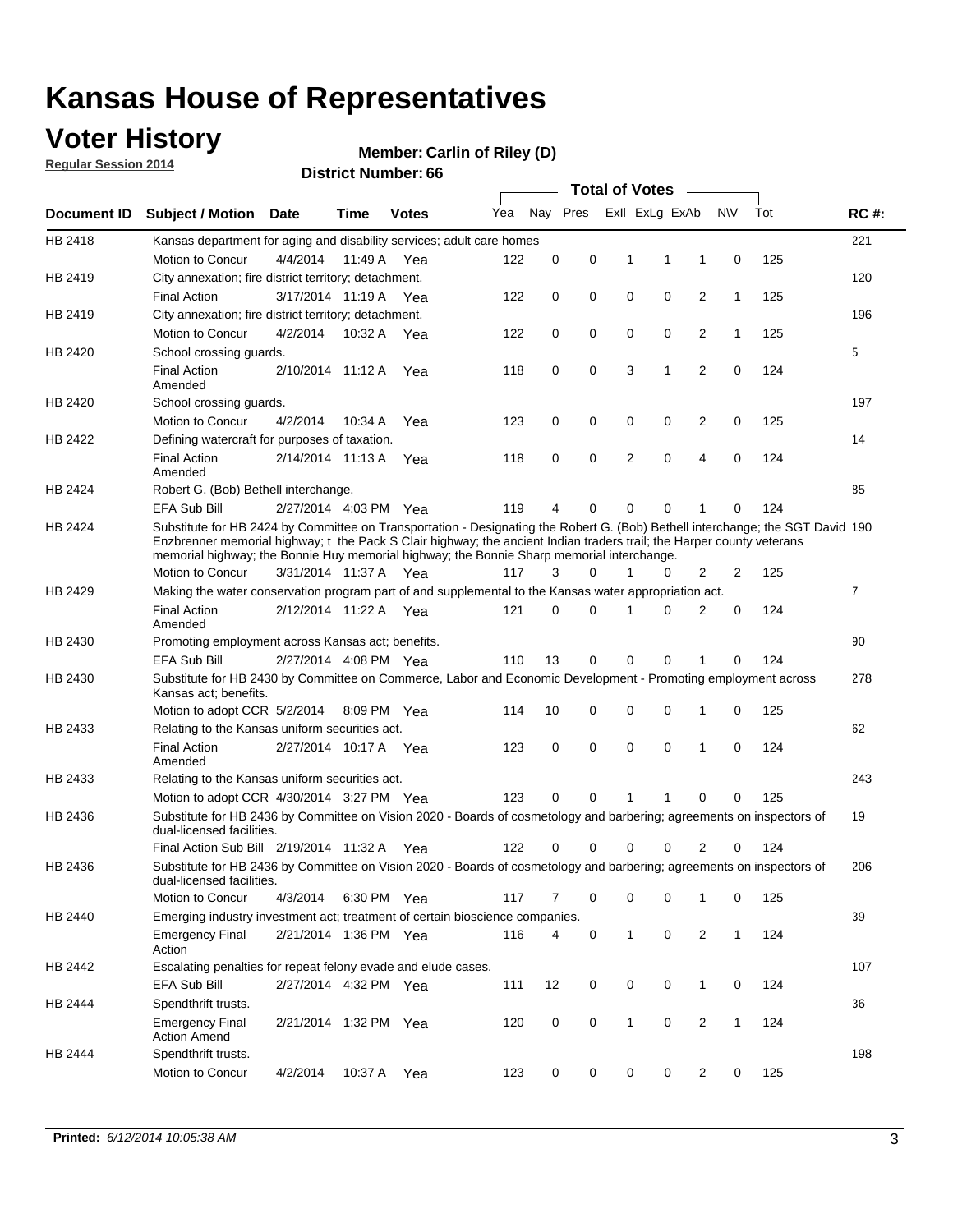# Kansas House of Representatives

## Voter History

**Regular Session 2014**

**Member: Carlin of Riley (D)**

**District Number: 66**

| Document ID | Subject / Motion | Date | Time | Votes | Yea | Nay | Pres | ExlI | ExLg | ExAb | N\V | Tot | RC #: |
|---|---|---|---|---|---|---|---|---|---|---|---|---|---|
| HB 2418 | Kansas department for aging and disability services; adult care homes | | | | | | | | | | | | 221 |
| | Motion to Concur | 4/4/2014 | 11:49 A | Yea | 122 | 0 | 0 | 1 | 1 | 1 | 0 | 125 | |
| HB 2419 | City annexation; fire district territory; detachment. | | | | | | | | | | | | 120 |
| | Final Action | 3/17/2014 | 11:19 A | Yea | 122 | 0 | 0 | 0 | 0 | 2 | 1 | 125 | |
| HB 2419 | City annexation; fire district territory; detachment. | | | | | | | | | | | | 196 |
| | Motion to Concur | 4/2/2014 | 10:32 A | Yea | 122 | 0 | 0 | 0 | 0 | 2 | 1 | 125 | |
| HB 2420 | School crossing guards. | | | | | | | | | | | | 5 |
| | Final Action Amended | 2/10/2014 | 11:12 A | Yea | 118 | 0 | 0 | 3 | 1 | 2 | 0 | 124 | |
| HB 2420 | School crossing guards. | | | | | | | | | | | | 197 |
| | Motion to Concur | 4/2/2014 | 10:34 A | Yea | 123 | 0 | 0 | 0 | 0 | 2 | 0 | 125 | |
| HB 2422 | Defining watercraft for purposes of taxation. | | | | | | | | | | | | 14 |
| | Final Action Amended | 2/14/2014 | 11:13 A | Yea | 118 | 0 | 0 | 2 | 0 | 4 | 0 | 124 | |
| HB 2424 | Robert G. (Bob) Bethell interchange. | | | | | | | | | | | | 85 |
| | EFA Sub Bill | 2/27/2014 | 4:03 PM | Yea | 119 | 4 | 0 | 0 | 0 | 1 | 0 | 124 | |
| HB 2424 | Substitute for HB 2424 by Committee on Transportation - Designating the Robert G. (Bob) Bethell interchange; the SGT David Enzbrenner memorial highway; t the Pack S Clair highway; the ancient Indian traders trail; the Harper county veterans memorial highway; the Bonnie Huy memorial highway; the Bonnie Sharp memorial interchange. | | | | | | | | | | | | 190 |
| | Motion to Concur | 3/31/2014 | 11:37 A | Yea | 117 | 3 | 0 | 1 | 0 | 2 | 2 | 125 | |
| HB 2429 | Making the water conservation program part of and supplemental to the Kansas water appropriation act. | | | | | | | | | | | | 7 |
| | Final Action Amended | 2/12/2014 | 11:22 A | Yea | 121 | 0 | 0 | 1 | 0 | 2 | 0 | 124 | |
| HB 2430 | Promoting employment across Kansas act; benefits. | | | | | | | | | | | | 90 |
| | EFA Sub Bill | 2/27/2014 | 4:08 PM | Yea | 110 | 13 | 0 | 0 | 0 | 1 | 0 | 124 | |
| HB 2430 | Substitute for HB 2430 by Committee on Commerce, Labor and Economic Development - Promoting employment across Kansas act; benefits. | | | | | | | | | | | | 278 |
| | Motion to adopt CCR | 5/2/2014 | 8:09 PM | Yea | 114 | 10 | 0 | 0 | 0 | 1 | 0 | 125 | |
| HB 2433 | Relating to the Kansas uniform securities act. | | | | | | | | | | | | 62 |
| | Final Action Amended | 2/27/2014 | 10:17 A | Yea | 123 | 0 | 0 | 0 | 0 | 1 | 0 | 124 | |
| HB 2433 | Relating to the Kansas uniform securities act. | | | | | | | | | | | | 243 |
| | Motion to adopt CCR | 4/30/2014 | 3:27 PM | Yea | 123 | 0 | 0 | 1 | 1 | 0 | 0 | 125 | |
| HB 2436 | Substitute for HB 2436 by Committee on Vision 2020 - Boards of cosmetology and barbering; agreements on inspectors of dual-licensed facilities. | | | | | | | | | | | | 19 |
| | Final Action Sub Bill | 2/19/2014 | 11:32 A | Yea | 122 | 0 | 0 | 0 | 0 | 2 | 0 | 124 | |
| HB 2436 | Substitute for HB 2436 by Committee on Vision 2020 - Boards of cosmetology and barbering; agreements on inspectors of dual-licensed facilities. | | | | | | | | | | | | 206 |
| | Motion to Concur | 4/3/2014 | 6:30 PM | Yea | 117 | 7 | 0 | 0 | 0 | 1 | 0 | 125 | |
| HB 2440 | Emerging industry investment act; treatment of certain bioscience companies. | | | | | | | | | | | | 39 |
| | Emergency Final Action | 2/21/2014 | 1:36 PM | Yea | 116 | 4 | 0 | 1 | 0 | 2 | 1 | 124 | |
| HB 2442 | Escalating penalties for repeat felony evade and elude cases. | | | | | | | | | | | | 107 |
| | EFA Sub Bill | 2/27/2014 | 4:32 PM | Yea | 111 | 12 | 0 | 0 | 0 | 1 | 0 | 124 | |
| HB 2444 | Spendthrift trusts. | | | | | | | | | | | | 36 |
| | Emergency Final Action Amend | 2/21/2014 | 1:32 PM | Yea | 120 | 0 | 0 | 1 | 0 | 2 | 1 | 124 | |
| HB 2444 | Spendthrift trusts. | | | | | | | | | | | | 198 |
| | Motion to Concur | 4/2/2014 | 10:37 A | Yea | 123 | 0 | 0 | 0 | 0 | 2 | 0 | 125 | |

**Printed:** *6/12/2014 10:05:38 AM*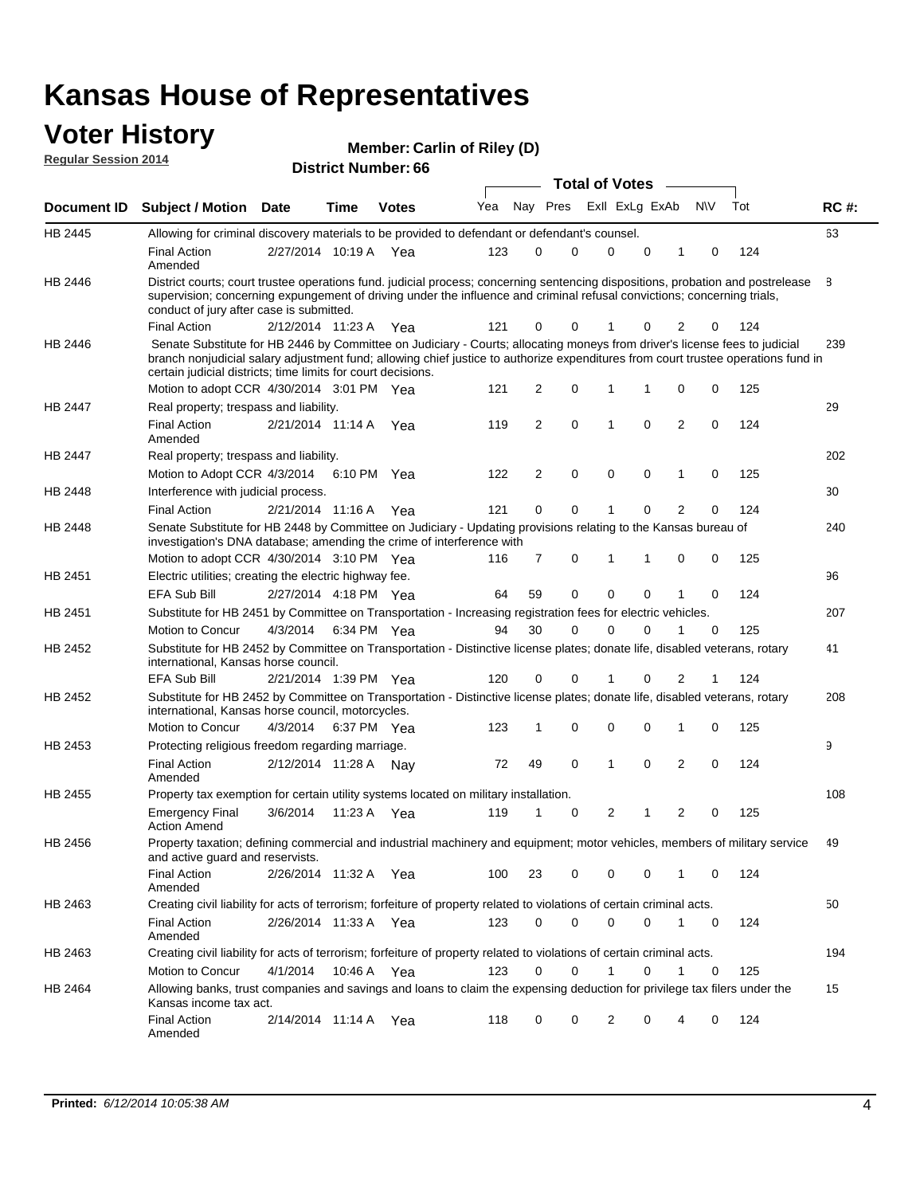# Kansas House of Representatives

## Voter History

**Regular Session 2014**

**Member: Carlin of Riley (D)**

**District Number: 66**

| Document ID | Subject / Motion | Date | Time | Votes | Yea | Nay | Pres | ExlI | ExLg | ExAb | N\V | Tot | RC #: |
|---|---|---|---|---|---|---|---|---|---|---|---|---|---|
| HB 2445 | Allowing for criminal discovery materials to be provided to defendant or defendant's counsel. | | | | | | | | | | | | 63 |
| | Final Action Amended | 2/27/2014 | 10:19 A | Yea | 123 | 0 | 0 | 0 | 0 | 1 | 0 | 124 | |
| HB 2446 | District courts; court trustee operations fund. judicial process; concerning sentencing dispositions, probation and postrelease supervision; concerning expungement of driving under the influence and criminal refusal convictions; concerning trials, conduct of jury after case is submitted. | | | | | | | | | | | | 8 |
| | Final Action | 2/12/2014 | 11:23 A | Yea | 121 | 0 | 0 | 1 | 0 | 2 | 0 | 124 | |
| HB 2446 | Senate Substitute for HB 2446 by Committee on Judiciary - Courts; allocating moneys from driver's license fees to judicial branch nonjudicial salary adjustment fund; allowing chief justice to authorize expenditures from court trustee operations fund in certain judicial districts; time limits for court decisions. | | | | | | | | | | | | 239 |
| | Motion to adopt CCR | 4/30/2014 | 3:01 PM | Yea | 121 | 2 | 0 | 1 | 1 | 0 | 0 | 125 | |
| HB 2447 | Real property; trespass and liability. | | | | | | | | | | | | 29 |
| | Final Action Amended | 2/21/2014 | 11:14 A | Yea | 119 | 2 | 0 | 1 | 0 | 2 | 0 | 124 | |
| HB 2447 | Real property; trespass and liability. | | | | | | | | | | | | 202 |
| | Motion to Adopt CCR | 4/3/2014 | 6:10 PM | Yea | 122 | 2 | 0 | 0 | 0 | 1 | 0 | 125 | |
| HB 2448 | Interference with judicial process. | | | | | | | | | | | | 30 |
| | Final Action | 2/21/2014 | 11:16 A | Yea | 121 | 0 | 0 | 1 | 0 | 2 | 0 | 124 | |
| HB 2448 | Senate Substitute for HB 2448 by Committee on Judiciary - Updating provisions relating to the Kansas bureau of investigation's DNA database; amending the crime of interference with | | | | | | | | | | | | 240 |
| | Motion to adopt CCR | 4/30/2014 | 3:10 PM | Yea | 116 | 7 | 0 | 1 | 1 | 0 | 0 | 125 | |
| HB 2451 | Electric utilities; creating the electric highway fee. | | | | | | | | | | | | 96 |
| | EFA Sub Bill | 2/27/2014 | 4:18 PM | Yea | 64 | 59 | 0 | 0 | 0 | 1 | 0 | 124 | |
| HB 2451 | Substitute for HB 2451 by Committee on Transportation - Increasing registration fees for electric vehicles. | | | | | | | | | | | | 207 |
| | Motion to Concur | 4/3/2014 | 6:34 PM | Yea | 94 | 30 | 0 | 0 | 0 | 1 | 0 | 125 | |
| HB 2452 | Substitute for HB 2452 by Committee on Transportation - Distinctive license plates; donate life, disabled veterans, rotary international, Kansas horse council. | | | | | | | | | | | | 41 |
| | EFA Sub Bill | 2/21/2014 | 1:39 PM | Yea | 120 | 0 | 0 | 1 | 0 | 2 | 1 | 124 | |
| HB 2452 | Substitute for HB 2452 by Committee on Transportation - Distinctive license plates; donate life, disabled veterans, rotary international, Kansas horse council, motorcycles. | | | | | | | | | | | | 208 |
| | Motion to Concur | 4/3/2014 | 6:37 PM | Yea | 123 | 1 | 0 | 0 | 0 | 1 | 0 | 125 | |
| HB 2453 | Protecting religious freedom regarding marriage. | | | | | | | | | | | | 9 |
| | Final Action Amended | 2/12/2014 | 11:28 A | Nay | 72 | 49 | 0 | 1 | 0 | 2 | 0 | 124 | |
| HB 2455 | Property tax exemption for certain utility systems located on military installation. | | | | | | | | | | | | 108 |
| | Emergency Final Action Amend | 3/6/2014 | 11:23 A | Yea | 119 | 1 | 0 | 2 | 1 | 2 | 0 | 125 | |
| HB 2456 | Property taxation; defining commercial and industrial machinery and equipment; motor vehicles, members of military service and active guard and reservists. | | | | | | | | | | | | 49 |
| | Final Action Amended | 2/26/2014 | 11:32 A | Yea | 100 | 23 | 0 | 0 | 0 | 1 | 0 | 124 | |
| HB 2463 | Creating civil liability for acts of terrorism; forfeiture of property related to violations of certain criminal acts. | | | | | | | | | | | | 50 |
| | Final Action Amended | 2/26/2014 | 11:33 A | Yea | 123 | 0 | 0 | 0 | 0 | 1 | 0 | 124 | |
| HB 2463 | Creating civil liability for acts of terrorism; forfeiture of property related to violations of certain criminal acts. | | | | | | | | | | | | 194 |
| | Motion to Concur | 4/1/2014 | 10:46 A | Yea | 123 | 0 | 0 | 1 | 0 | 1 | 0 | 125 | |
| HB 2464 | Allowing banks, trust companies and savings and loans to claim the expensing deduction for privilege tax filers under the Kansas income tax act. | | | | | | | | | | | | 15 |
| | Final Action Amended | 2/14/2014 | 11:14 A | Yea | 118 | 0 | 0 | 2 | 0 | 4 | 0 | 124 | |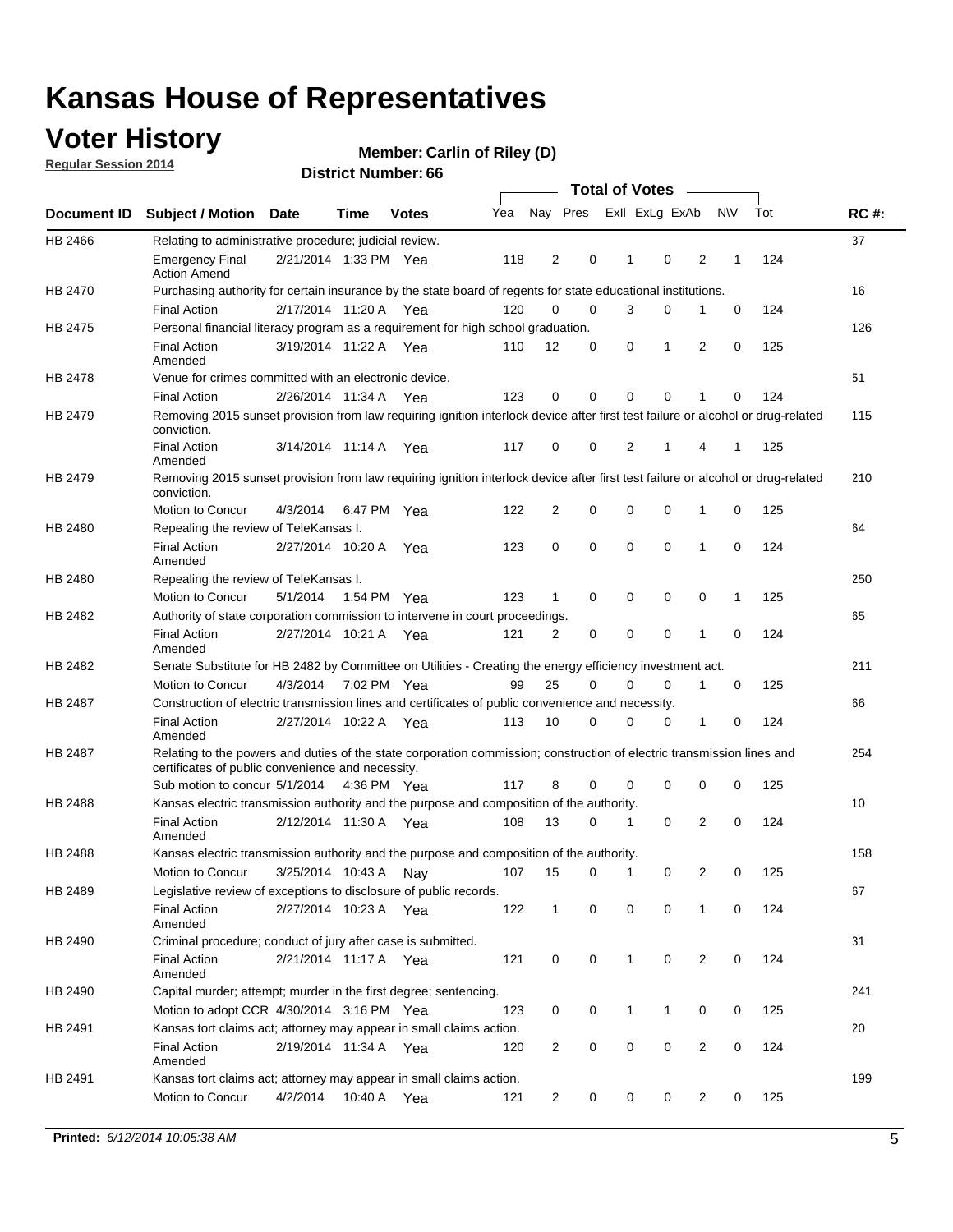# Kansas House of Representatives

## Voter History

**Regular Session 2014**

**Member: Carlin of Riley (D)**

**District Number: 66**

| Document ID | Subject / Motion | Date | Time | Votes | Yea | Nay | Pres | ExII | ExLg | ExAb | N\V | Tot | RC #: |
|---|---|---|---|---|---|---|---|---|---|---|---|---|---|
| HB 2466 | Relating to administrative procedure; judicial review. | | | | | | | | | | | | 37 |
| | Emergency Final Action Amend | 2/21/2014 | 1:33 PM | Yea | 118 | 2 | 0 | 1 | 0 | 2 | 1 | 124 | |
| HB 2470 | Purchasing authority for certain insurance by the state board of regents for state educational institutions. | | | | | | | | | | | | 16 |
| | Final Action | 2/17/2014 | 11:20 A | Yea | 120 | 0 | 0 | 3 | 0 | 1 | 0 | 124 | |
| HB 2475 | Personal financial literacy program as a requirement for high school graduation. | | | | | | | | | | | | 126 |
| | Final Action Amended | 3/19/2014 | 11:22 A | Yea | 110 | 12 | 0 | 0 | 1 | 2 | 0 | 125 | |
| HB 2478 | Venue for crimes committed with an electronic device. | | | | | | | | | | | | 51 |
| | Final Action | 2/26/2014 | 11:34 A | Yea | 123 | 0 | 0 | 0 | 0 | 1 | 0 | 124 | |
| HB 2479 | Removing 2015 sunset provision from law requiring ignition interlock device after first test failure or alcohol or drug-related conviction. | | | | | | | | | | | | 115 |
| | Final Action Amended | 3/14/2014 | 11:14 A | Yea | 117 | 0 | 0 | 2 | 1 | 4 | 1 | 125 | |
| HB 2479 | Removing 2015 sunset provision from law requiring ignition interlock device after first test failure or alcohol or drug-related conviction. | | | | | | | | | | | | 210 |
| | Motion to Concur | 4/3/2014 | 6:47 PM | Yea | 122 | 2 | 0 | 0 | 0 | 1 | 0 | 125 | |
| HB 2480 | Repealing the review of TeleKansas I. | | | | | | | | | | | | 64 |
| | Final Action Amended | 2/27/2014 | 10:20 A | Yea | 123 | 0 | 0 | 0 | 0 | 1 | 0 | 124 | |
| HB 2480 | Repealing the review of TeleKansas I. | | | | | | | | | | | | 250 |
| | Motion to Concur | 5/1/2014 | 1:54 PM | Yea | 123 | 1 | 0 | 0 | 0 | 0 | 1 | 125 | |
| HB 2482 | Authority of state corporation commission to intervene in court proceedings. | | | | | | | | | | | | 65 |
| | Final Action Amended | 2/27/2014 | 10:21 A | Yea | 121 | 2 | 0 | 0 | 0 | 1 | 0 | 124 | |
| HB 2482 | Senate Substitute for HB 2482 by Committee on Utilities - Creating the energy efficiency investment act. | | | | | | | | | | | | 211 |
| | Motion to Concur | 4/3/2014 | 7:02 PM | Yea | 99 | 25 | 0 | 0 | 0 | 1 | 0 | 125 | |
| HB 2487 | Construction of electric transmission lines and certificates of public convenience and necessity. | | | | | | | | | | | | 66 |
| | Final Action Amended | 2/27/2014 | 10:22 A | Yea | 113 | 10 | 0 | 0 | 0 | 1 | 0 | 124 | |
| HB 2487 | Relating to the powers and duties of the state corporation commission; construction of electric transmission lines and certificates of public convenience and necessity. | | | | | | | | | | | | 254 |
| | Sub motion to concur | 5/1/2014 | 4:36 PM | Yea | 117 | 8 | 0 | 0 | 0 | 0 | 0 | 125 | |
| HB 2488 | Kansas electric transmission authority and the purpose and composition of the authority. | | | | | | | | | | | | 10 |
| | Final Action Amended | 2/12/2014 | 11:30 A | Yea | 108 | 13 | 0 | 1 | 0 | 2 | 0 | 124 | |
| HB 2488 | Kansas electric transmission authority and the purpose and composition of the authority. | | | | | | | | | | | | 158 |
| | Motion to Concur | 3/25/2014 | 10:43 A | Nay | 107 | 15 | 0 | 1 | 0 | 2 | 0 | 125 | |
| HB 2489 | Legislative review of exceptions to disclosure of public records. | | | | | | | | | | | | 67 |
| | Final Action Amended | 2/27/2014 | 10:23 A | Yea | 122 | 1 | 0 | 0 | 0 | 1 | 0 | 124 | |
| HB 2490 | Criminal procedure; conduct of jury after case is submitted. | | | | | | | | | | | | 31 |
| | Final Action Amended | 2/21/2014 | 11:17 A | Yea | 121 | 0 | 0 | 1 | 0 | 2 | 0 | 124 | |
| HB 2490 | Capital murder; attempt; murder in the first degree; sentencing. | | | | | | | | | | | | 241 |
| | Motion to adopt CCR | 4/30/2014 | 3:16 PM | Yea | 123 | 0 | 0 | 1 | 1 | 0 | 0 | 125 | |
| HB 2491 | Kansas tort claims act; attorney may appear in small claims action. | | | | | | | | | | | | 20 |
| | Final Action Amended | 2/19/2014 | 11:34 A | Yea | 120 | 2 | 0 | 0 | 0 | 2 | 0 | 124 | |
| HB 2491 | Kansas tort claims act; attorney may appear in small claims action. | | | | | | | | | | | | 199 |
| | Motion to Concur | 4/2/2014 | 10:40 A | Yea | 121 | 2 | 0 | 0 | 0 | 2 | 0 | 125 | |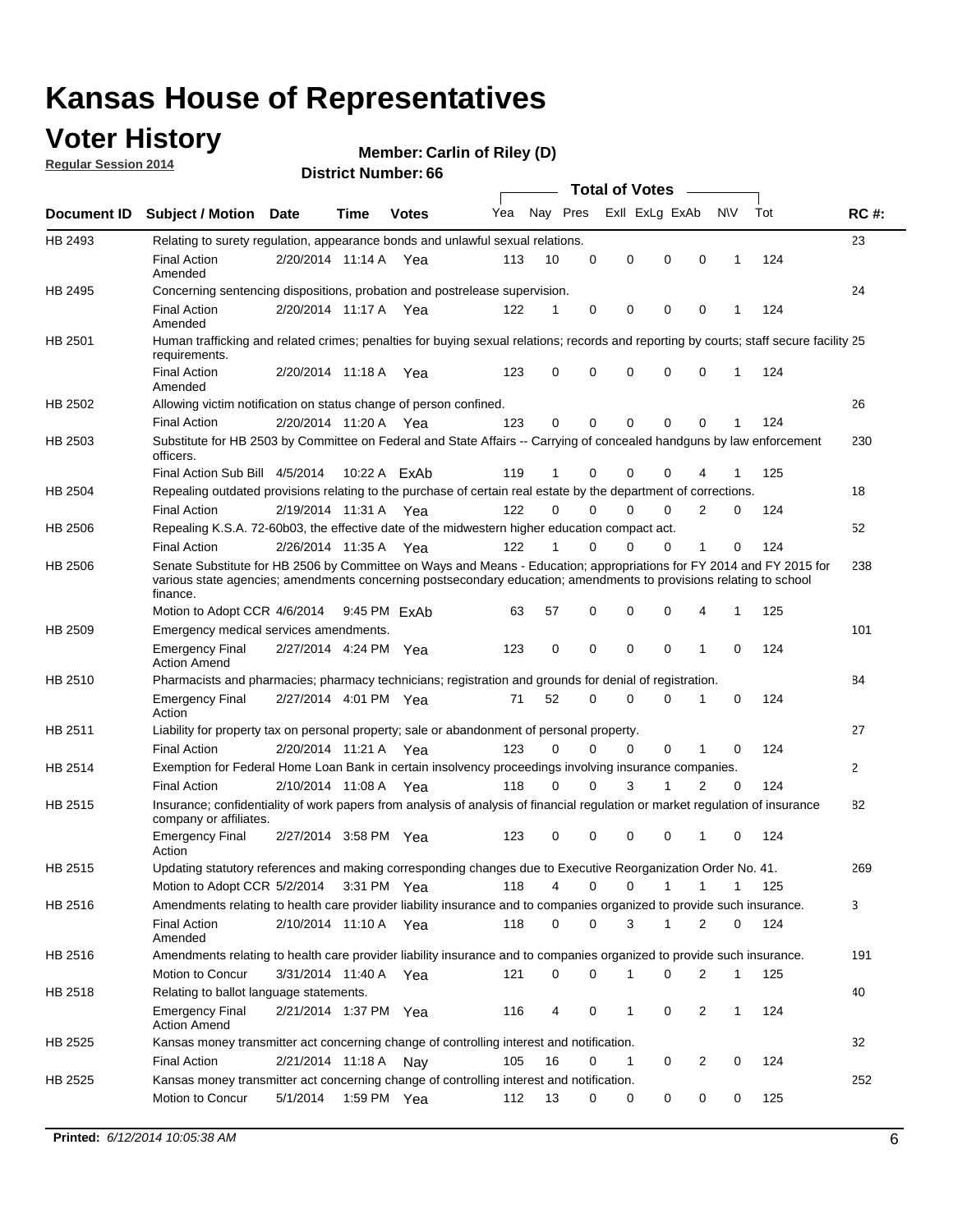# Kansas House of Representatives

## Voter History

**Regular Session 2014**

**Member: Carlin of Riley (D)**

**District Number: 66**

| Document ID | Subject / Motion | Date | Time | Votes | Yea | Nay | Pres | ExII | ExLg | ExAb | N\V | Tot | RC #: |
|---|---|---|---|---|---|---|---|---|---|---|---|---|---|
| HB 2493 | Relating to surety regulation, appearance bonds and unlawful sexual relations. | | | | | | | | | | | | 23 |
| | Final Action Amended | 2/20/2014 | 11:14 A | Yea | 113 | 10 | 0 | 0 | 0 | 0 | 1 | 124 | |
| HB 2495 | Concerning sentencing dispositions, probation and postrelease supervision. | | | | | | | | | | | | 24 |
| | Final Action Amended | 2/20/2014 | 11:17 A | Yea | 122 | 1 | 0 | 0 | 0 | 0 | 1 | 124 | |
| HB 2501 | Human trafficking and related crimes; penalties for buying sexual relations; records and reporting by courts; staff secure facility requirements. | | | | | | | | | | | | 25 |
| | Final Action Amended | 2/20/2014 | 11:18 A | Yea | 123 | 0 | 0 | 0 | 0 | 0 | 1 | 124 | |
| HB 2502 | Allowing victim notification on status change of person confined. | | | | | | | | | | | | 26 |
| | Final Action | 2/20/2014 | 11:20 A | Yea | 123 | 0 | 0 | 0 | 0 | 0 | 1 | 124 | |
| HB 2503 | Substitute for HB 2503 by Committee on Federal and State Affairs -- Carrying of concealed handguns by law enforcement officers. | | | | | | | | | | | | 230 |
| | Final Action Sub Bill | 4/5/2014 | 10:22 A | ExAb | 119 | 1 | 0 | 0 | 0 | 4 | 1 | 125 | |
| HB 2504 | Repealing outdated provisions relating to the purchase of certain real estate by the department of corrections. | | | | | | | | | | | | 18 |
| | Final Action | 2/19/2014 | 11:31 A | Yea | 122 | 0 | 0 | 0 | 0 | 2 | 0 | 124 | |
| HB 2506 | Repealing K.S.A. 72-60b03, the effective date of the midwestern higher education compact act. | | | | | | | | | | | | 52 |
| | Final Action | 2/26/2014 | 11:35 A | Yea | 122 | 1 | 0 | 0 | 0 | 1 | 0 | 124 | |
| HB 2506 | Senate Substitute for HB 2506 by Committee on Ways and Means - Education; appropriations for FY 2014 and FY 2015 for various state agencies; amendments concerning postsecondary education; amendments to provisions relating to school finance. | | | | | | | | | | | | 238 |
| | Motion to Adopt CCR | 4/6/2014 | 9:45 PM | ExAb | 63 | 57 | 0 | 0 | 0 | 4 | 1 | 125 | |
| HB 2509 | Emergency medical services amendments. | | | | | | | | | | | | 101 |
| | Emergency Final Action Amend | 2/27/2014 | 4:24 PM | Yea | 123 | 0 | 0 | 0 | 0 | 1 | 0 | 124 | |
| HB 2510 | Pharmacists and pharmacies; pharmacy technicians; registration and grounds for denial of registration. | | | | | | | | | | | | 84 |
| | Emergency Final Action | 2/27/2014 | 4:01 PM | Yea | 71 | 52 | 0 | 0 | 0 | 1 | 0 | 124 | |
| HB 2511 | Liability for property tax on personal property; sale or abandonment of personal property. | | | | | | | | | | | | 27 |
| | Final Action | 2/20/2014 | 11:21 A | Yea | 123 | 0 | 0 | 0 | 0 | 1 | 0 | 124 | |
| HB 2514 | Exemption for Federal Home Loan Bank in certain insolvency proceedings involving insurance companies. | | | | | | | | | | | | 2 |
| | Final Action | 2/10/2014 | 11:08 A | Yea | 118 | 0 | 0 | 3 | 1 | 2 | 0 | 124 | |
| HB 2515 | Insurance; confidentiality of work papers from analysis of analysis of financial regulation or market regulation of insurance company or affiliates. | | | | | | | | | | | | 82 |
| | Emergency Final Action | 2/27/2014 | 3:58 PM | Yea | 123 | 0 | 0 | 0 | 0 | 1 | 0 | 124 | |
| HB 2515 | Updating statutory references and making corresponding changes due to Executive Reorganization Order No. 41. | | | | | | | | | | | | 269 |
| | Motion to Adopt CCR | 5/2/2014 | 3:31 PM | Yea | 118 | 4 | 0 | 0 | 1 | 1 | 1 | 125 | |
| HB 2516 | Amendments relating to health care provider liability insurance and to companies organized to provide such insurance. | | | | | | | | | | | | 3 |
| | Final Action Amended | 2/10/2014 | 11:10 A | Yea | 118 | 0 | 0 | 3 | 1 | 2 | 0 | 124 | |
| HB 2516 | Amendments relating to health care provider liability insurance and to companies organized to provide such insurance. | | | | | | | | | | | | 191 |
| | Motion to Concur | 3/31/2014 | 11:40 A | Yea | 121 | 0 | 0 | 1 | 0 | 2 | 1 | 125 | |
| HB 2518 | Relating to ballot language statements. | | | | | | | | | | | | 40 |
| | Emergency Final Action Amend | 2/21/2014 | 1:37 PM | Yea | 116 | 4 | 0 | 1 | 0 | 2 | 1 | 124 | |
| HB 2525 | Kansas money transmitter act concerning change of controlling interest and notification. | | | | | | | | | | | | 32 |
| | Final Action | 2/21/2014 | 11:18 A | Nay | 105 | 16 | 0 | 1 | 0 | 2 | 0 | 124 | |
| HB 2525 | Kansas money transmitter act concerning change of controlling interest and notification. | | | | | | | | | | | | 252 |
| | Motion to Concur | 5/1/2014 | 1:59 PM | Yea | 112 | 13 | 0 | 0 | 0 | 0 | 0 | 125 | |

**Printed:** *6/12/2014 10:05:38 AM*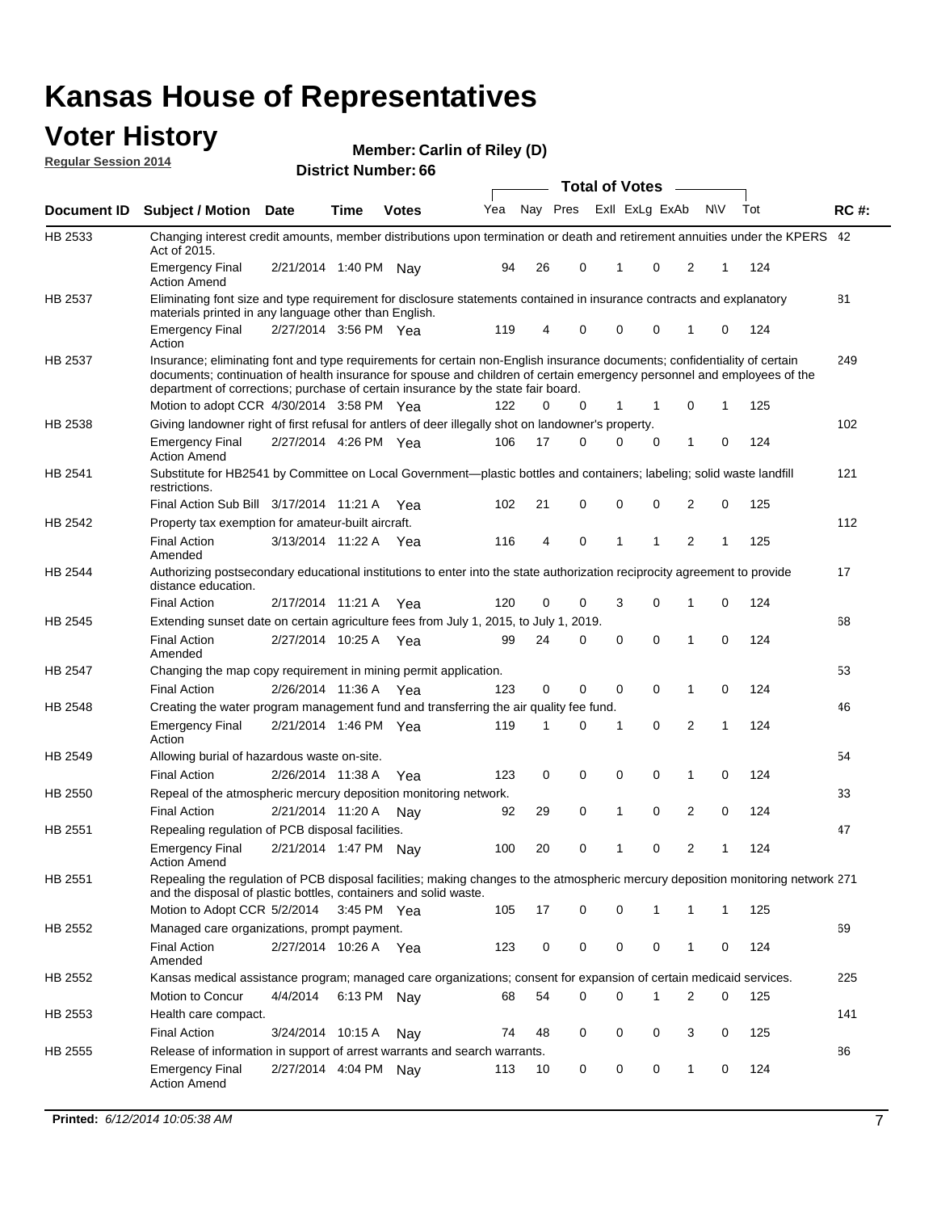# Kansas House of Representatives

## Voter History

**Regular Session 2014**

**Member: Carlin of Riley (D)**

**District Number: 66**

| Document ID | Subject / Motion | Date | Time | Votes | Yea | Nay | Pres | ExII | ExLg | ExAb | N\V | Tot | RC #: |
|---|---|---|---|---|---|---|---|---|---|---|---|---|---|
| HB 2533 | Changing interest credit amounts, member distributions upon termination or death and retirement annuities under the KPERS Act of 2015. | | | | | | | | | | | | 42 |
| | Emergency Final Action Amend | 2/21/2014 | 1:40 PM | Nay | 94 | 26 | 0 | 1 | 0 | 2 | 1 | 124 | |
| HB 2537 | Eliminating font size and type requirement for disclosure statements contained in insurance contracts and explanatory materials printed in any language other than English. | | | | | | | | | | | | 81 |
| | Emergency Final Action | 2/27/2014 | 3:56 PM | Yea | 119 | 4 | 0 | 0 | 0 | 1 | 0 | 124 | |
| HB 2537 | Insurance; eliminating font and type requirements for certain non-English insurance documents; confidentiality of certain documents; continuation of health insurance for spouse and children of certain emergency personnel and employees of the department of corrections; purchase of certain insurance by the state fair board. | | | | | | | | | | | | 249 |
| | Motion to adopt CCR | 4/30/2014 | 3:58 PM | Yea | 122 | 0 | 0 | 1 | 1 | 0 | 1 | 125 | |
| HB 2538 | Giving landowner right of first refusal for antlers of deer illegally shot on landowner's property. | | | | | | | | | | | | 102 |
| | Emergency Final Action Amend | 2/27/2014 | 4:26 PM | Yea | 106 | 17 | 0 | 0 | 0 | 1 | 0 | 124 | |
| HB 2541 | Substitute for HB2541 by Committee on Local Government—plastic bottles and containers; labeling; solid waste landfill restrictions. | | | | | | | | | | | | 121 |
| | Final Action Sub Bill | 3/17/2014 | 11:21 A | Yea | 102 | 21 | 0 | 0 | 0 | 2 | 0 | 125 | |
| HB 2542 | Property tax exemption for amateur-built aircraft. | | | | | | | | | | | | 112 |
| | Final Action Amended | 3/13/2014 | 11:22 A | Yea | 116 | 4 | 0 | 1 | 1 | 2 | 1 | 125 | |
| HB 2544 | Authorizing postsecondary educational institutions to enter into the state authorization reciprocity agreement to provide distance education. | | | | | | | | | | | | 17 |
| | Final Action | 2/17/2014 | 11:21 A | Yea | 120 | 0 | 0 | 3 | 0 | 1 | 0 | 124 | |
| HB 2545 | Extending sunset date on certain agriculture fees from July 1, 2015, to July 1, 2019. | | | | | | | | | | | | 68 |
| | Final Action Amended | 2/27/2014 | 10:25 A | Yea | 99 | 24 | 0 | 0 | 0 | 1 | 0 | 124 | |
| HB 2547 | Changing the map copy requirement in mining permit application. | | | | | | | | | | | | 53 |
| | Final Action | 2/26/2014 | 11:36 A | Yea | 123 | 0 | 0 | 0 | 0 | 1 | 0 | 124 | |
| HB 2548 | Creating the water program management fund and transferring the air quality fee fund. | | | | | | | | | | | | 46 |
| | Emergency Final Action | 2/21/2014 | 1:46 PM | Yea | 119 | 1 | 0 | 1 | 0 | 2 | 1 | 124 | |
| HB 2549 | Allowing burial of hazardous waste on-site. | | | | | | | | | | | | 54 |
| | Final Action | 2/26/2014 | 11:38 A | Yea | 123 | 0 | 0 | 0 | 0 | 1 | 0 | 124 | |
| HB 2550 | Repeal of the atmospheric mercury deposition monitoring network. | | | | | | | | | | | | 33 |
| | Final Action | 2/21/2014 | 11:20 A | Nay | 92 | 29 | 0 | 1 | 0 | 2 | 0 | 124 | |
| HB 2551 | Repealing regulation of PCB disposal facilities. | | | | | | | | | | | | 47 |
| | Emergency Final Action Amend | 2/21/2014 | 1:47 PM | Nay | 100 | 20 | 0 | 1 | 0 | 2 | 1 | 124 | |
| HB 2551 | Repealing the regulation of PCB disposal facilities; making changes to the atmospheric mercury deposition monitoring network and the disposal of plastic bottles, containers and solid waste. | | | | | | | | | | | | 271 |
| | Motion to Adopt CCR | 5/2/2014 | 3:45 PM | Yea | 105 | 17 | 0 | 0 | 1 | 1 | 1 | 125 | |
| HB 2552 | Managed care organizations, prompt payment. | | | | | | | | | | | | 69 |
| | Final Action Amended | 2/27/2014 | 10:26 A | Yea | 123 | 0 | 0 | 0 | 0 | 1 | 0 | 124 | |
| HB 2552 | Kansas medical assistance program; managed care organizations; consent for expansion of certain medicaid services. | | | | | | | | | | | | 225 |
| | Motion to Concur | 4/4/2014 | 6:13 PM | Nay | 68 | 54 | 0 | 0 | 1 | 2 | 0 | 125 | |
| HB 2553 | Health care compact. | | | | | | | | | | | | 141 |
| | Final Action | 3/24/2014 | 10:15 A | Nay | 74 | 48 | 0 | 0 | 0 | 3 | 0 | 125 | |
| HB 2555 | Release of information in support of arrest warrants and search warrants. | | | | | | | | | | | | 86 |
| | Emergency Final Action Amend | 2/27/2014 | 4:04 PM | Nay | 113 | 10 | 0 | 0 | 0 | 1 | 0 | 124 | |

**Printed:** *6/12/2014 10:05:38 AM*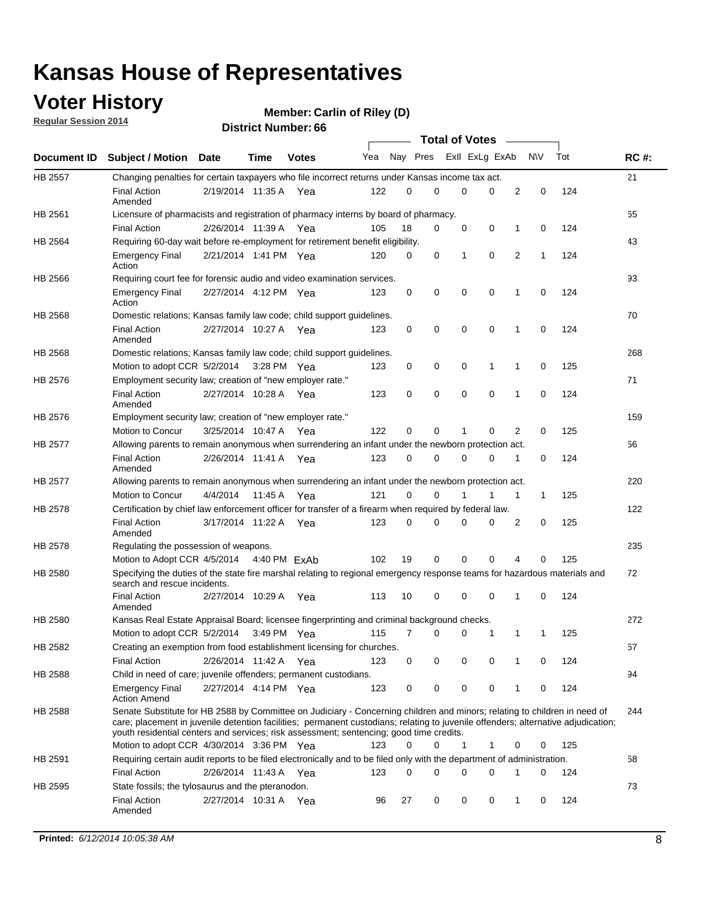# Kansas House of Representatives

## Voter History

**Regular Session 2014**

**Member: Carlin of Riley (D)**

**District Number: 66**

| Document ID | Subject / Motion | Date | Time | Votes | Yea | Nay | Pres | ExII | ExLg | ExAb | N\V | Tot | RC #: |
|---|---|---|---|---|---|---|---|---|---|---|---|---|---|
| HB 2557 | Changing penalties for certain taxpayers who file incorrect returns under Kansas income tax act. | | | | | | | | | | | | 21 |
| | Final Action Amended | 2/19/2014 | 11:35 A | Yea | 122 | 0 | 0 | 0 | 0 | 2 | 0 | 124 | |
| HB 2561 | Licensure of pharmacists and registration of pharmacy interns by board of pharmacy. | | | | | | | | | | | | 55 |
| | Final Action | 2/26/2014 | 11:39 A | Yea | 105 | 18 | 0 | 0 | 0 | 1 | 0 | 124 | |
| HB 2564 | Requiring 60-day wait before re-employment for retirement benefit eligibility. | | | | | | | | | | | | 43 |
| | Emergency Final Action | 2/21/2014 | 1:41 PM | Yea | 120 | 0 | 0 | 1 | 0 | 2 | 1 | 124 | |
| HB 2566 | Requiring court fee for forensic audio and video examination services. | | | | | | | | | | | | 93 |
| | Emergency Final Action | 2/27/2014 | 4:12 PM | Yea | 123 | 0 | 0 | 0 | 0 | 1 | 0 | 124 | |
| HB 2568 | Domestic relations; Kansas family law code; child support guidelines. | | | | | | | | | | | | 70 |
| | Final Action Amended | 2/27/2014 | 10:27 A | Yea | 123 | 0 | 0 | 0 | 0 | 1 | 0 | 124 | |
| HB 2568 | Domestic relations; Kansas family law code; child support guidelines. | | | | | | | | | | | | 268 |
| | Motion to adopt CCR | 5/2/2014 | 3:28 PM | Yea | 123 | 0 | 0 | 0 | 1 | 1 | 0 | 125 | |
| HB 2576 | Employment security law; creation of "new employer rate." | | | | | | | | | | | | 71 |
| | Final Action Amended | 2/27/2014 | 10:28 A | Yea | 123 | 0 | 0 | 0 | 0 | 1 | 0 | 124 | |
| HB 2576 | Employment security law; creation of "new employer rate." | | | | | | | | | | | | 159 |
| | Motion to Concur | 3/25/2014 | 10:47 A | Yea | 122 | 0 | 0 | 1 | 0 | 2 | 0 | 125 | |
| HB 2577 | Allowing parents to remain anonymous when surrendering an infant under the newborn protection act. | | | | | | | | | | | | 56 |
| | Final Action Amended | 2/26/2014 | 11:41 A | Yea | 123 | 0 | 0 | 0 | 0 | 1 | 0 | 124 | |
| HB 2577 | Allowing parents to remain anonymous when surrendering an infant under the newborn protection act. | | | | | | | | | | | | 220 |
| | Motion to Concur | 4/4/2014 | 11:45 A | Yea | 121 | 0 | 0 | 1 | 1 | 1 | 1 | 125 | |
| HB 2578 | Certification by chief law enforcement officer for transfer of a firearm when required by federal law. | | | | | | | | | | | | 122 |
| | Final Action Amended | 3/17/2014 | 11:22 A | Yea | 123 | 0 | 0 | 0 | 0 | 2 | 0 | 125 | |
| HB 2578 | Regulating the possession of weapons. | | | | | | | | | | | | 235 |
| | Motion to Adopt CCR | 4/5/2014 | 4:40 PM | ExAb | 102 | 19 | 0 | 0 | 0 | 4 | 0 | 125 | |
| HB 2580 | Specifying the duties of the state fire marshal relating to regional emergency response teams for hazardous materials and search and rescue incidents. | | | | | | | | | | | | 72 |
| | Final Action Amended | 2/27/2014 | 10:29 A | Yea | 113 | 10 | 0 | 0 | 0 | 1 | 0 | 124 | |
| HB 2580 | Kansas Real Estate Appraisal Board; licensee fingerprinting and criminal background checks. | | | | | | | | | | | | 272 |
| | Motion to adopt CCR | 5/2/2014 | 3:49 PM | Yea | 115 | 7 | 0 | 0 | 1 | 1 | 1 | 125 | |
| HB 2582 | Creating an exemption from food establishment licensing for churches. | | | | | | | | | | | | 57 |
| | Final Action | 2/26/2014 | 11:42 A | Yea | 123 | 0 | 0 | 0 | 0 | 1 | 0 | 124 | |
| HB 2588 | Child in need of care; juvenile offenders; permanent custodians. | | | | | | | | | | | | 94 |
| | Emergency Final Action Amend | 2/27/2014 | 4:14 PM | Yea | 123 | 0 | 0 | 0 | 0 | 1 | 0 | 124 | |
| HB 2588 | Senate Substitute for HB 2588 by Committee on Judiciary - Concerning children and minors; relating to children in need of care; placement in juvenile detention facilities; permanent custodians; relating to juvenile offenders; alternative adjudication; youth residential centers and services; risk assessment; sentencing; good time credits. | | | | | | | | | | | | 244 |
| | Motion to adopt CCR | 4/30/2014 | 3:36 PM | Yea | 123 | 0 | 0 | 1 | 1 | 0 | 0 | 125 | |
| HB 2591 | Requiring certain audit reports to be filed electronically and to be filed only with the department of administration. | | | | | | | | | | | | 58 |
| | Final Action | 2/26/2014 | 11:43 A | Yea | 123 | 0 | 0 | 0 | 0 | 1 | 0 | 124 | |
| HB 2595 | State fossils; the tylosaurus and the pteranodon. | | | | | | | | | | | | 73 |
| | Final Action Amended | 2/27/2014 | 10:31 A | Yea | 96 | 27 | 0 | 0 | 0 | 1 | 0 | 124 | |

**Printed:** *6/12/2014 10:05:38 AM*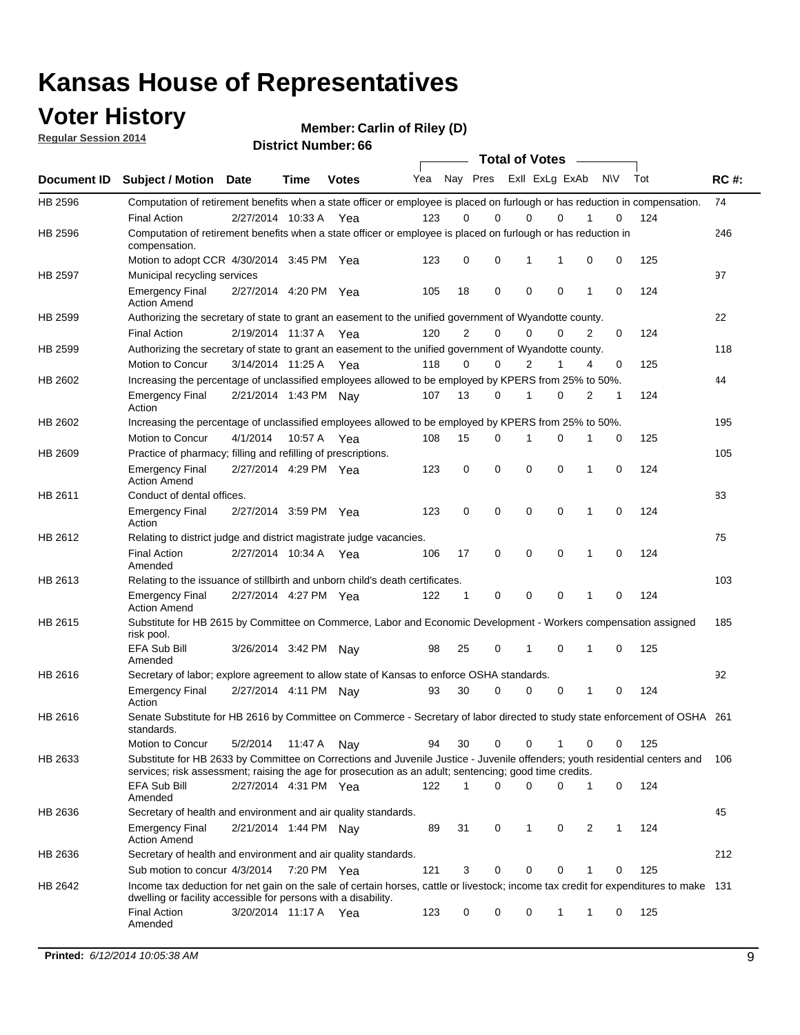# Kansas House of Representatives

## Voter History

**Regular Session 2014**

**Member: Carlin of Riley (D)**

**District Number: 66**

| Document ID | Subject / Motion | Date | Time | Votes | Yea | Nay | Pres | ExII | ExLg | ExAb | N\V | Tot | RC #: |
|---|---|---|---|---|---|---|---|---|---|---|---|---|---|
| HB 2596 | Computation of retirement benefits when a state officer or employee is placed on furlough or has reduction in compensation. | | | | | | | | | | | | 74 |
| | Final Action | 2/27/2014 | 10:33 A | Yea | 123 | 0 | 0 | 0 | 0 | 1 | 0 | 124 | |
| HB 2596 | Computation of retirement benefits when a state officer or employee is placed on furlough or has reduction in compensation. | | | | | | | | | | | | 246 |
| | Motion to adopt CCR | 4/30/2014 | 3:45 PM | Yea | 123 | 0 | 0 | 1 | 1 | 0 | 0 | 125 | |
| HB 2597 | Municipal recycling services | | | | | | | | | | | | 97 |
| | Emergency Final Action Amend | 2/27/2014 | 4:20 PM | Yea | 105 | 18 | 0 | 0 | 0 | 1 | 0 | 124 | |
| HB 2599 | Authorizing the secretary of state to grant an easement to the unified government of Wyandotte county. | | | | | | | | | | | | 22 |
| | Final Action | 2/19/2014 | 11:37 A | Yea | 120 | 2 | 0 | 0 | 0 | 2 | 0 | 124 | |
| HB 2599 | Authorizing the secretary of state to grant an easement to the unified government of Wyandotte county. | | | | | | | | | | | | 118 |
| | Motion to Concur | 3/14/2014 | 11:25 A | Yea | 118 | 0 | 0 | 2 | 1 | 4 | 0 | 125 | |
| HB 2602 | Increasing the percentage of unclassified employees allowed to be employed by KPERS from 25% to 50%. | | | | | | | | | | | | 44 |
| | Emergency Final Action | 2/21/2014 | 1:43 PM | Nay | 107 | 13 | 0 | 1 | 0 | 2 | 1 | 124 | |
| HB 2602 | Increasing the percentage of unclassified employees allowed to be employed by KPERS from 25% to 50%. | | | | | | | | | | | | 195 |
| | Motion to Concur | 4/1/2014 | 10:57 A | Yea | 108 | 15 | 0 | 1 | 0 | 1 | 0 | 125 | |
| HB 2609 | Practice of pharmacy; filling and refilling of prescriptions. | | | | | | | | | | | | 105 |
| | Emergency Final Action Amend | 2/27/2014 | 4:29 PM | Yea | 123 | 0 | 0 | 0 | 0 | 1 | 0 | 124 | |
| HB 2611 | Conduct of dental offices. | | | | | | | | | | | | 83 |
| | Emergency Final Action | 2/27/2014 | 3:59 PM | Yea | 123 | 0 | 0 | 0 | 0 | 1 | 0 | 124 | |
| HB 2612 | Relating to district judge and district magistrate judge vacancies. | | | | | | | | | | | | 75 |
| | Final Action Amended | 2/27/2014 | 10:34 A | Yea | 106 | 17 | 0 | 0 | 0 | 1 | 0 | 124 | |
| HB 2613 | Relating to the issuance of stillbirth and unborn child's death certificates. | | | | | | | | | | | | 103 |
| | Emergency Final Action Amend | 2/27/2014 | 4:27 PM | Yea | 122 | 1 | 0 | 0 | 0 | 1 | 0 | 124 | |
| HB 2615 | Substitute for HB 2615 by Committee on Commerce, Labor and Economic Development - Workers compensation assigned risk pool. | | | | | | | | | | | | 185 |
| | EFA Sub Bill Amended | 3/26/2014 | 3:42 PM | Nay | 98 | 25 | 0 | 1 | 0 | 1 | 0 | 125 | |
| HB 2616 | Secretary of labor; explore agreement to allow state of Kansas to enforce OSHA standards. | | | | | | | | | | | | 92 |
| | Emergency Final Action | 2/27/2014 | 4:11 PM | Nay | 93 | 30 | 0 | 0 | 0 | 1 | 0 | 124 | |
| HB 2616 | Senate Substitute for HB 2616 by Committee on Commerce - Secretary of labor directed to study state enforcement of OSHA standards. | | | | | | | | | | | | 261 |
| | Motion to Concur | 5/2/2014 | 11:47 A | Nay | 94 | 30 | 0 | 0 | 1 | 0 | 0 | 125 | |
| HB 2633 | Substitute for HB 2633 by Committee on Corrections and Juvenile Justice - Juvenile offenders; youth residential centers and services; risk assessment; raising the age for prosecution as an adult; sentencing; good time credits. | | | | | | | | | | | | 106 |
| | EFA Sub Bill Amended | 2/27/2014 | 4:31 PM | Yea | 122 | 1 | 0 | 0 | 0 | 1 | 0 | 124 | |
| HB 2636 | Secretary of health and environment and air quality standards. | | | | | | | | | | | | 45 |
| | Emergency Final Action Amend | 2/21/2014 | 1:44 PM | Nay | 89 | 31 | 0 | 1 | 0 | 2 | 1 | 124 | |
| HB 2636 | Secretary of health and environment and air quality standards. | | | | | | | | | | | | 212 |
| | Sub motion to concur | 4/3/2014 | 7:20 PM | Yea | 121 | 3 | 0 | 0 | 0 | 1 | 0 | 125 | |
| HB 2642 | Income tax deduction for net gain on the sale of certain horses, cattle or livestock; income tax credit for expenditures to make dwelling or facility accessible for persons with a disability. | | | | | | | | | | | | 131 |
| | Final Action Amended | 3/20/2014 | 11:17 A | Yea | 123 | 0 | 0 | 0 | 1 | 1 | 0 | 125 | |

**Printed:** *6/12/2014 10:05:38 AM*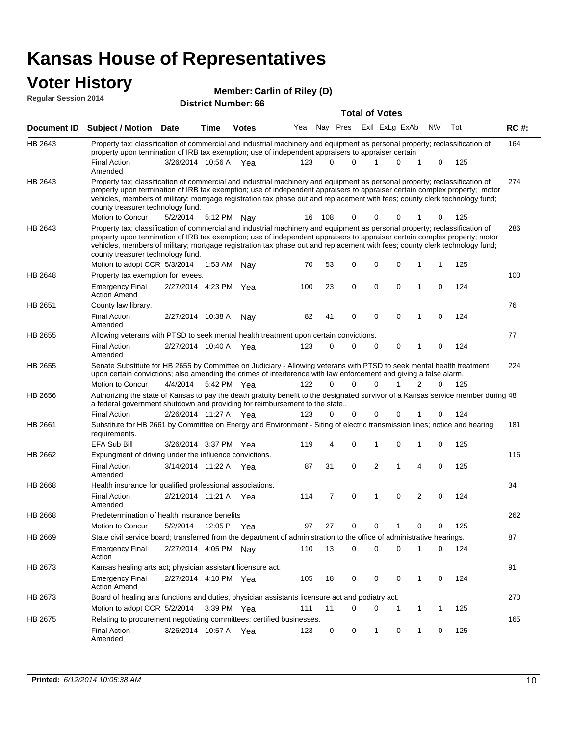# Kansas House of Representatives

## Voter History

**Regular Session 2014**

**Member: Carlin of Riley (D)**

**District Number: 66**

| Document ID | Subject / Motion | Date | Time | Votes | Yea | Nay | Pres | ExII | ExLg | ExAb | N\V | Tot | RC #: |
|---|---|---|---|---|---|---|---|---|---|---|---|---|---|
| HB 2643 | Property tax; classification of commercial and industrial machinery and equipment as personal property; reclassification of property upon termination of IRB tax exemption; use of independent appraisers to appraiser certain | | | | | | | | | | | | 164 |
| | Final Action Amended | 3/26/2014 | 10:56 A | Yea | 123 | 0 | 0 | 1 | 0 | 1 | 0 | 125 | |
| HB 2643 | Property tax; classification of commercial and industrial machinery and equipment as personal property; reclassification of property upon termination of IRB tax exemption; use of independent appraisers to appraiser certain complex property; motor vehicles, members of military; mortgage registration tax phase out and replacement with fees; county clerk technology fund; county treasurer technology fund. | | | | | | | | | | | | 274 |
| | Motion to Concur | 5/2/2014 | 5:12 PM | Nay | 16 | 108 | 0 | 0 | 0 | 1 | 0 | 125 | |
| HB 2643 | Property tax; classification of commercial and industrial machinery and equipment as personal property; reclassification of property upon termination of IRB tax exemption; use of independent appraisers to appraiser certain complex property; motor vehicles, members of military; mortgage registration tax phase out and replacement with fees; county clerk technology fund; county treasurer technology fund. | | | | | | | | | | | | 286 |
| | Motion to adopt CCR | 5/3/2014 | 1:53 AM | Nay | 70 | 53 | 0 | 0 | 0 | 1 | 1 | 125 | |
| HB 2648 | Property tax exemption for levees. | | | | | | | | | | | | 100 |
| | Emergency Final Action Amend | 2/27/2014 | 4:23 PM | Yea | 100 | 23 | 0 | 0 | 0 | 1 | 0 | 124 | |
| HB 2651 | County law library. | | | | | | | | | | | | 76 |
| | Final Action Amended | 2/27/2014 | 10:38 A | Nay | 82 | 41 | 0 | 0 | 0 | 1 | 0 | 124 | |
| HB 2655 | Allowing veterans with PTSD to seek mental health treatment upon certain convictions. | | | | | | | | | | | | 77 |
| | Final Action Amended | 2/27/2014 | 10:40 A | Yea | 123 | 0 | 0 | 0 | 0 | 1 | 0 | 124 | |
| HB 2655 | Senate Substitute for HB 2655 by Committee on Judiciary - Allowing veterans with PTSD to seek mental health treatment upon certain convictions; also amending the crimes of interference with law enforcement and giving a false alarm. | | | | | | | | | | | | 224 |
| | Motion to Concur | 4/4/2014 | 5:42 PM | Yea | 122 | 0 | 0 | 0 | 1 | 2 | 0 | 125 | |
| HB 2656 | Authorizing the state of Kansas to pay the death gratuity benefit to the designated survivor of a Kansas service member during a federal government shutdown and providing for reimbursement to the state.. | | | | | | | | | | | | 48 |
| | Final Action | 2/26/2014 | 11:27 A | Yea | 123 | 0 | 0 | 0 | 0 | 1 | 0 | 124 | |
| HB 2661 | Substitute for HB 2661 by Committee on Energy and Environment - Siting of electric transmission lines; notice and hearing requirements. | | | | | | | | | | | | 181 |
| | EFA Sub Bill | 3/26/2014 | 3:37 PM | Yea | 119 | 4 | 0 | 1 | 0 | 1 | 0 | 125 | |
| HB 2662 | Expungment of driving under the influence convictions. | | | | | | | | | | | | 116 |
| | Final Action Amended | 3/14/2014 | 11:22 A | Yea | 87 | 31 | 0 | 2 | 1 | 4 | 0 | 125 | |
| HB 2668 | Health insurance for qualified professional associations. | | | | | | | | | | | | 34 |
| | Final Action Amended | 2/21/2014 | 11:21 A | Yea | 114 | 7 | 0 | 1 | 0 | 2 | 0 | 124 | |
| HB 2668 | Predetermination of health insurance benefits | | | | | | | | | | | | 262 |
| | Motion to Concur | 5/2/2014 | 12:05 P | Yea | 97 | 27 | 0 | 0 | 1 | 0 | 0 | 125 | |
| HB 2669 | State civil service board; transferred from the department of administration to the office of administrative hearings. | | | | | | | | | | | | 87 |
| | Emergency Final Action | 2/27/2014 | 4:05 PM | Nay | 110 | 13 | 0 | 0 | 0 | 1 | 0 | 124 | |
| HB 2673 | Kansas healing arts act; physician assistant licensure act. | | | | | | | | | | | | 91 |
| | Emergency Final Action Amend | 2/27/2014 | 4:10 PM | Yea | 105 | 18 | 0 | 0 | 0 | 1 | 0 | 124 | |
| HB 2673 | Board of healing arts functions and duties, physician assistants licensure act and podiatry act. | | | | | | | | | | | | 270 |
| | Motion to adopt CCR | 5/2/2014 | 3:39 PM | Yea | 111 | 11 | 0 | 0 | 1 | 1 | 1 | 125 | |
| HB 2675 | Relating to procurement negotiating committees; certified businesses. | | | | | | | | | | | | 165 |
| | Final Action Amended | 3/26/2014 | 10:57 A | Yea | 123 | 0 | 0 | 1 | 0 | 1 | 0 | 125 | |

**Printed:** *6/12/2014 10:05:38 AM*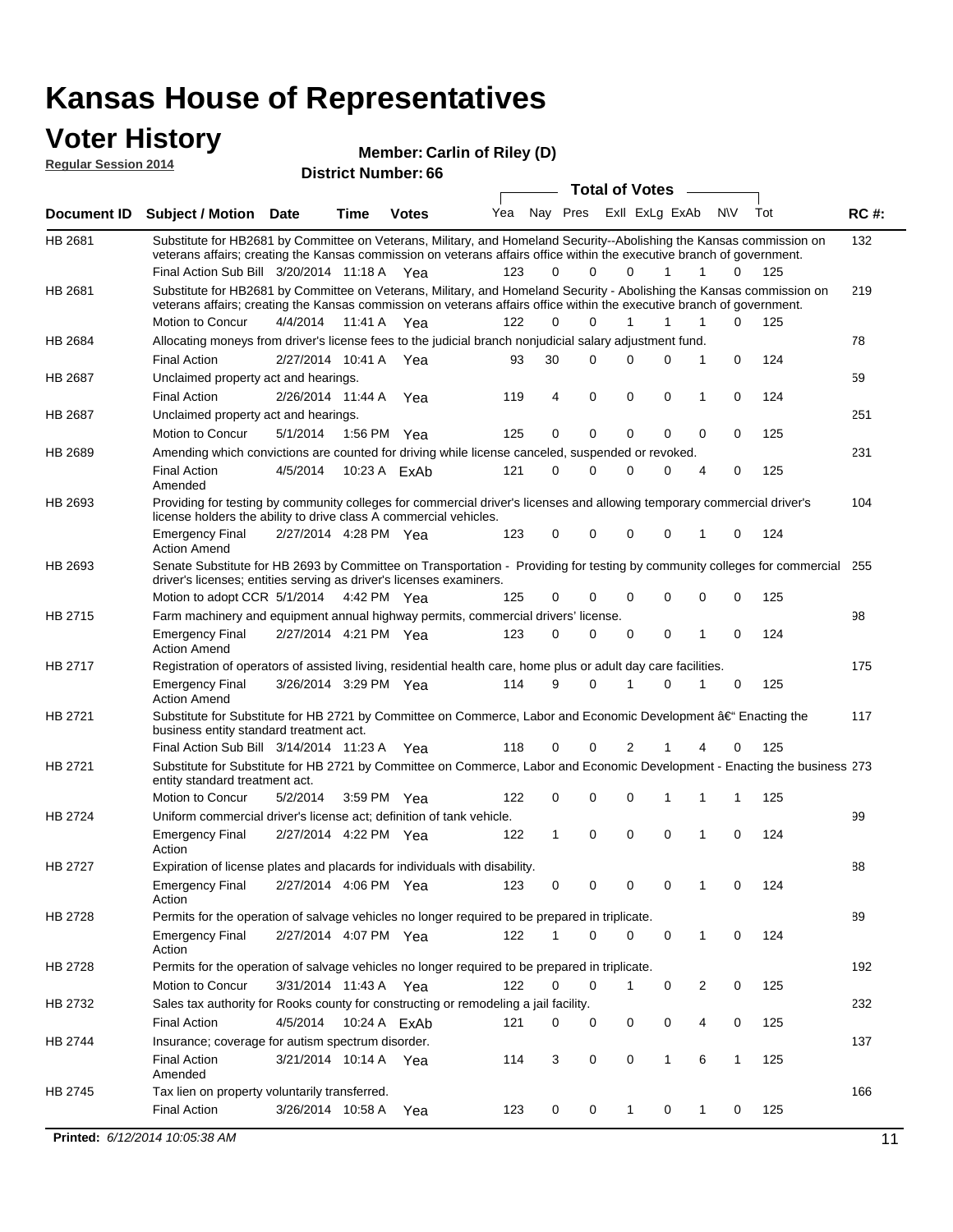# Kansas House of Representatives

## Voter History

**Regular Session 2014**

**Member: Carlin of Riley (D)**

**District Number: 66**

| Document ID | Subject / Motion | Date | Time | Votes | Yea | Nay | Pres | ExII | ExLg | ExAb | N\V | Tot | RC #: |
|---|---|---|---|---|---|---|---|---|---|---|---|---|---|
| HB 2681 | Substitute for HB2681 by Committee on Veterans, Military, and Homeland Security--Abolishing the Kansas commission on veterans affairs; creating the Kansas commission on veterans affairs office within the executive branch of government. | | | | | | | | | | | | 132 |
| | Final Action Sub Bill | 3/20/2014 | 11:18 A | Yea | 123 | 0 | 0 | 0 | 1 | 1 | 0 | 125 | |
| HB 2681 | Substitute for HB2681 by Committee on Veterans, Military, and Homeland Security - Abolishing the Kansas commission on veterans affairs; creating the Kansas commission on veterans affairs office within the executive branch of government. | | | | | | | | | | | | 219 |
| | Motion to Concur | 4/4/2014 | 11:41 A | Yea | 122 | 0 | 0 | 1 | 1 | 1 | 0 | 125 | |
| HB 2684 | Allocating moneys from driver's license fees to the judicial branch nonjudicial salary adjustment fund. | | | | | | | | | | | | 78 |
| | Final Action | 2/27/2014 | 10:41 A | Yea | 93 | 30 | 0 | 0 | 0 | 1 | 0 | 124 | |
| HB 2687 | Unclaimed property act and hearings. | | | | | | | | | | | | 59 |
| | Final Action | 2/26/2014 | 11:44 A | Yea | 119 | 4 | 0 | 0 | 0 | 1 | 0 | 124 | |
| HB 2687 | Unclaimed property act and hearings. | | | | | | | | | | | | 251 |
| | Motion to Concur | 5/1/2014 | 1:56 PM | Yea | 125 | 0 | 0 | 0 | 0 | 0 | 0 | 125 | |
| HB 2689 | Amending which convictions are counted for driving while license canceled, suspended or revoked. | | | | | | | | | | | | 231 |
| | Final Action Amended | 4/5/2014 | 10:23 A | ExAb | 121 | 0 | 0 | 0 | 0 | 4 | 0 | 125 | |
| HB 2693 | Providing for testing by community colleges for commercial driver's licenses and allowing temporary commercial driver's license holders the ability to drive class A commercial vehicles. | | | | | | | | | | | | 104 |
| | Emergency Final Action Amend | 2/27/2014 | 4:28 PM | Yea | 123 | 0 | 0 | 0 | 0 | 1 | 0 | 124 | |
| HB 2693 | Senate Substitute for HB 2693 by Committee on Transportation - Providing for testing by community colleges for commercial driver's licenses; entities serving as driver's licenses examiners. | | | | | | | | | | | | 255 |
| | Motion to adopt CCR | 5/1/2014 | 4:42 PM | Yea | 125 | 0 | 0 | 0 | 0 | 0 | 0 | 125 | |
| HB 2715 | Farm machinery and equipment annual highway permits, commercial drivers' license. | | | | | | | | | | | | 98 |
| | Emergency Final Action Amend | 2/27/2014 | 4:21 PM | Yea | 123 | 0 | 0 | 0 | 0 | 1 | 0 | 124 | |
| HB 2717 | Registration of operators of assisted living, residential health care, home plus or adult day care facilities. | | | | | | | | | | | | 175 |
| | Emergency Final Action Amend | 3/26/2014 | 3:29 PM | Yea | 114 | 9 | 0 | 1 | 0 | 1 | 0 | 125 | |
| HB 2721 | Substitute for Substitute for HB 2721 by Committee on Commerce, Labor and Economic Development â€" Enacting the business entity standard treatment act. | | | | | | | | | | | | 117 |
| | Final Action Sub Bill | 3/14/2014 | 11:23 A | Yea | 118 | 0 | 0 | 2 | 1 | 4 | 0 | 125 | |
| HB 2721 | Substitute for Substitute for HB 2721 by Committee on Commerce, Labor and Economic Development - Enacting the business entity standard treatment act. | | | | | | | | | | | | 273 |
| | Motion to Concur | 5/2/2014 | 3:59 PM | Yea | 122 | 0 | 0 | 0 | 1 | 1 | 1 | 125 | |
| HB 2724 | Uniform commercial driver's license act; definition of tank vehicle. | | | | | | | | | | | | 99 |
| | Emergency Final Action | 2/27/2014 | 4:22 PM | Yea | 122 | 1 | 0 | 0 | 0 | 1 | 0 | 124 | |
| HB 2727 | Expiration of license plates and placards for individuals with disability. | | | | | | | | | | | | 88 |
| | Emergency Final Action | 2/27/2014 | 4:06 PM | Yea | 123 | 0 | 0 | 0 | 0 | 1 | 0 | 124 | |
| HB 2728 | Permits for the operation of salvage vehicles no longer required to be prepared in triplicate. | | | | | | | | | | | | 89 |
| | Emergency Final Action | 2/27/2014 | 4:07 PM | Yea | 122 | 1 | 0 | 0 | 0 | 1 | 0 | 124 | |
| HB 2728 | Permits for the operation of salvage vehicles no longer required to be prepared in triplicate. | | | | | | | | | | | | 192 |
| | Motion to Concur | 3/31/2014 | 11:43 A | Yea | 122 | 0 | 0 | 1 | 0 | 2 | 0 | 125 | |
| HB 2732 | Sales tax authority for Rooks county for constructing or remodeling a jail facility. | | | | | | | | | | | | 232 |
| | Final Action | 4/5/2014 | 10:24 A | ExAb | 121 | 0 | 0 | 0 | 0 | 4 | 0 | 125 | |
| HB 2744 | Insurance; coverage for autism spectrum disorder. | | | | | | | | | | | | 137 |
| | Final Action Amended | 3/21/2014 | 10:14 A | Yea | 114 | 3 | 0 | 0 | 1 | 6 | 1 | 125 | |
| HB 2745 | Tax lien on property voluntarily transferred. | | | | | | | | | | | | 166 |
| | Final Action | 3/26/2014 | 10:58 A | Yea | 123 | 0 | 0 | 1 | 0 | 1 | 0 | 125 | |

**Printed:** *6/12/2014 10:05:38 AM*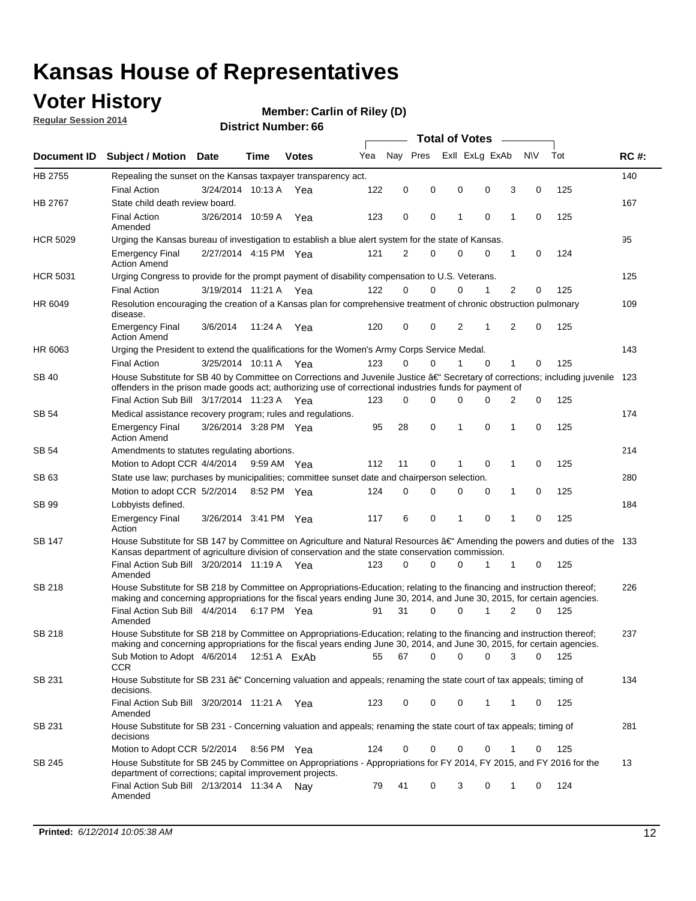# Kansas House of Representatives

## Voter History

**Regular Session 2014**

**Member: Carlin of Riley (D)**

**District Number: 66**

| Document ID | Subject / Motion | Date | Time | Votes | Yea | Nay | Pres | ExlI | ExLg | ExAb | N\V | Tot | RC #: |
|---|---|---|---|---|---|---|---|---|---|---|---|---|---|
| HB 2755 | Repealing the sunset on the Kansas taxpayer transparency act. | | | | | | | | | | | | 140 |
| | Final Action | 3/24/2014 | 10:13 A | Yea | 122 | 0 | 0 | 0 | 0 | 3 | 0 | 125 | |
| HB 2767 | State child death review board. | | | | | | | | | | | | 167 |
| | Final Action Amended | 3/26/2014 | 10:59 A | Yea | 123 | 0 | 0 | 1 | 0 | 1 | 0 | 125 | |
| HCR 5029 | Urging the Kansas bureau of investigation to establish a blue alert system for the state of Kansas. | | | | | | | | | | | | 95 |
| | Emergency Final Action Amend | 2/27/2014 | 4:15 PM | Yea | 121 | 2 | 0 | 0 | 0 | 1 | 0 | 124 | |
| HCR 5031 | Urging Congress to provide for the prompt payment of disability compensation to U.S. Veterans. | | | | | | | | | | | | 125 |
| | Final Action | 3/19/2014 | 11:21 A | Yea | 122 | 0 | 0 | 0 | 1 | 2 | 0 | 125 | |
| HR 6049 | Resolution encouraging the creation of a Kansas plan for comprehensive treatment of chronic obstruction pulmonary disease. | | | | | | | | | | | | 109 |
| | Emergency Final Action Amend | 3/6/2014 | 11:24 A | Yea | 120 | 0 | 0 | 2 | 1 | 2 | 0 | 125 | |
| HR 6063 | Urging the President to extend the qualifications for the Women's Army Corps Service Medal. | | | | | | | | | | | | 143 |
| | Final Action | 3/25/2014 | 10:11 A | Yea | 123 | 0 | 0 | 1 | 0 | 1 | 0 | 125 | |
| SB 40 | House Substitute for SB 40 by Committee on Corrections and Juvenile Justice â€" Secretary of corrections; including juvenile offenders in the prison made goods act; authorizing use of correctional industries funds for payment of | | | | | | | | | | | | 123 |
| | Final Action Sub Bill | 3/17/2014 | 11:23 A | Yea | 123 | 0 | 0 | 0 | 0 | 2 | 0 | 125 | |
| SB 54 | Medical assistance recovery program; rules and regulations. | | | | | | | | | | | | 174 |
| | Emergency Final Action Amend | 3/26/2014 | 3:28 PM | Yea | 95 | 28 | 0 | 1 | 0 | 1 | 0 | 125 | |
| SB 54 | Amendments to statutes regulating abortions. | | | | | | | | | | | | 214 |
| | Motion to Adopt CCR | 4/4/2014 | 9:59 AM | Yea | 112 | 11 | 0 | 1 | 0 | 1 | 0 | 125 | |
| SB 63 | State use law; purchases by municipalities; committee sunset date and chairperson selection. | | | | | | | | | | | | 280 |
| | Motion to adopt CCR | 5/2/2014 | 8:52 PM | Yea | 124 | 0 | 0 | 0 | 0 | 1 | 0 | 125 | |
| SB 99 | Lobbyists defined. | | | | | | | | | | | | 184 |
| | Emergency Final Action | 3/26/2014 | 3:41 PM | Yea | 117 | 6 | 0 | 1 | 0 | 1 | 0 | 125 | |
| SB 147 | House Substitute for SB 147 by Committee on Agriculture and Natural Resources â€" Amending the powers and duties of the Kansas department of agriculture division of conservation and the state conservation commission. | | | | | | | | | | | | 133 |
| | Final Action Sub Bill Amended | 3/20/2014 | 11:19 A | Yea | 123 | 0 | 0 | 0 | 1 | 1 | 0 | 125 | |
| SB 218 | House Substitute for SB 218 by Committee on Appropriations-Education; relating to the financing and instruction thereof; making and concerning appropriations for the fiscal years ending June 30, 2014, and June 30, 2015, for certain agencies. | | | | | | | | | | | | 226 |
| | Final Action Sub Bill Amended | 4/4/2014 | 6:17 PM | Yea | 91 | 31 | 0 | 0 | 1 | 2 | 0 | 125 | |
| SB 218 | House Substitute for SB 218 by Committee on Appropriations-Education; relating to the financing and instruction thereof; making and concerning appropriations for the fiscal years ending June 30, 2014, and June 30, 2015, for certain agencies. | | | | | | | | | | | | 237 |
| | Sub Motion to Adopt CCR | 4/6/2014 | 12:51 A | ExAb | 55 | 67 | 0 | 0 | 0 | 3 | 0 | 125 | |
| SB 231 | House Substitute for SB 231 â€" Concerning valuation and appeals; renaming the state court of tax appeals; timing of decisions. | | | | | | | | | | | | 134 |
| | Final Action Sub Bill Amended | 3/20/2014 | 11:21 A | Yea | 123 | 0 | 0 | 0 | 1 | 1 | 0 | 125 | |
| SB 231 | House Substitute for SB 231 - Concerning valuation and appeals; renaming the state court of tax appeals; timing of decisions | | | | | | | | | | | | 281 |
| | Motion to Adopt CCR | 5/2/2014 | 8:56 PM | Yea | 124 | 0 | 0 | 0 | 0 | 1 | 0 | 125 | |
| SB 245 | House Substitute for SB 245 by Committee on Appropriations - Appropriations for FY 2014, FY 2015, and FY 2016 for the department of corrections; capital improvement projects. | | | | | | | | | | | | 13 |
| | Final Action Sub Bill Amended | 2/13/2014 | 11:34 A | Nay | 79 | 41 | 0 | 3 | 0 | 1 | 0 | 124 | |

**Printed:** *6/12/2014 10:05:38 AM*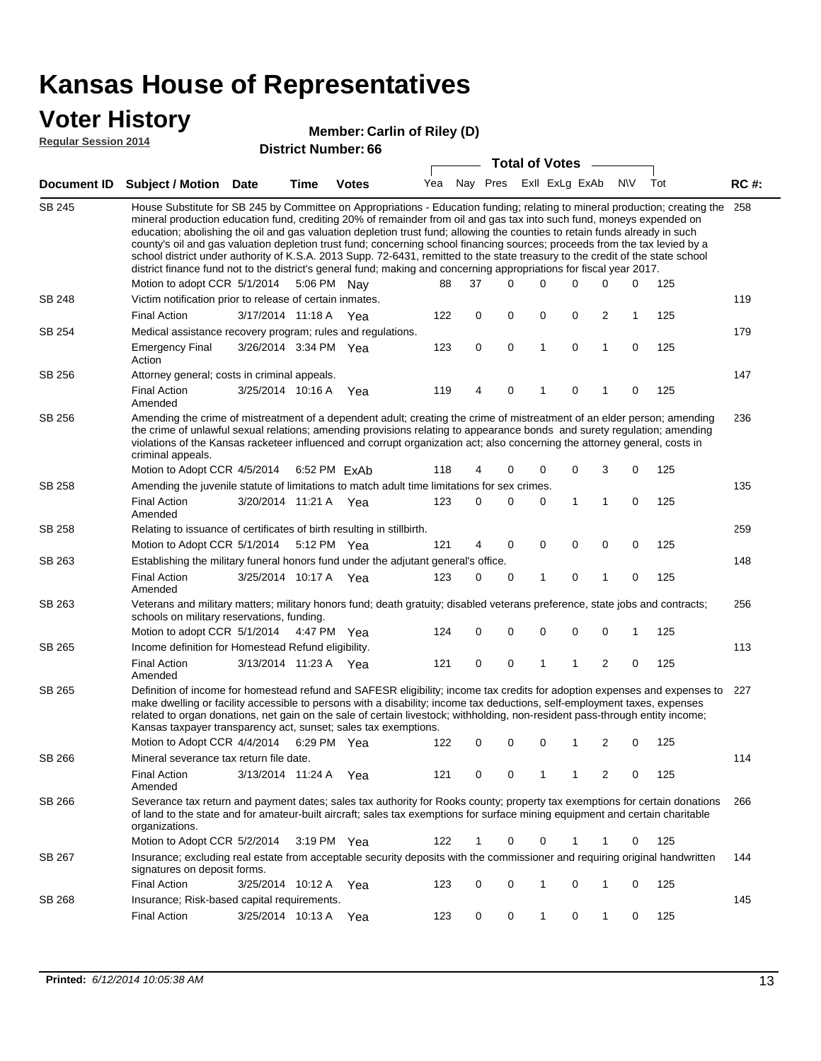# Kansas House of Representatives

## Voter History

**Regular Session 2014**

**Member: Carlin of Riley (D)**

**District Number: 66**

| Document ID | Subject / Motion | Date | Time | Votes | Yea | Nay | Pres | ExII | ExLg | ExAb | N\V | Tot | RC #: |
|---|---|---|---|---|---|---|---|---|---|---|---|---|---|
| SB 245 | House Substitute for SB 245 by Committee on Appropriations - Education funding; relating to mineral production; creating the mineral production education fund, crediting 20% of remainder from oil and gas tax into such fund, moneys expended on education; abolishing the oil and gas valuation depletion trust fund; allowing the counties to retain funds already in such county's oil and gas valuation depletion trust fund; concerning school financing sources; proceeds from the tax levied by a school district under authority of K.S.A. 2013 Supp. 72-6431, remitted to the state treasury to the credit of the state school district finance fund not to the district's general fund; making and concerning appropriations for fiscal year 2017. | | | | | | | | | | | | 258 |
| | Motion to adopt CCR | 5/1/2014 | 5:06 PM | Nay | 88 | 37 | 0 | 0 | 0 | 0 | 0 | 125 | |
| SB 248 | Victim notification prior to release of certain inmates. | | | | | | | | | | | | 119 |
| | Final Action | 3/17/2014 | 11:18 A | Yea | 122 | 0 | 0 | 0 | 0 | 2 | 1 | 125 | |
| SB 254 | Medical assistance recovery program; rules and regulations. | | | | | | | | | | | | 179 |
| | Emergency Final Action | 3/26/2014 | 3:34 PM | Yea | 123 | 0 | 0 | 1 | 0 | 1 | 0 | 125 | |
| SB 256 | Attorney general; costs in criminal appeals. | | | | | | | | | | | | 147 |
| | Final Action Amended | 3/25/2014 | 10:16 A | Yea | 119 | 4 | 0 | 1 | 0 | 1 | 0 | 125 | |
| SB 256 | Amending the crime of mistreatment of a dependent adult; creating the crime of mistreatment of an elder person; amending the crime of unlawful sexual relations; amending provisions relating to appearance bonds and surety regulation; amending violations of the Kansas racketeer influenced and corrupt organization act; also concerning the attorney general, costs in criminal appeals. | | | | | | | | | | | | 236 |
| | Motion to Adopt CCR | 4/5/2014 | 6:52 PM | ExAb | 118 | 4 | 0 | 0 | 0 | 3 | 0 | 125 | |
| SB 258 | Amending the juvenile statute of limitations to match adult time limitations for sex crimes. | | | | | | | | | | | | 135 |
| | Final Action Amended | 3/20/2014 | 11:21 A | Yea | 123 | 0 | 0 | 0 | 1 | 1 | 0 | 125 | |
| SB 258 | Relating to issuance of certificates of birth resulting in stillbirth. | | | | | | | | | | | | 259 |
| | Motion to Adopt CCR | 5/1/2014 | 5:12 PM | Yea | 121 | 4 | 0 | 0 | 0 | 0 | 0 | 125 | |
| SB 263 | Establishing the military funeral honors fund under the adjutant general's office. | | | | | | | | | | | | 148 |
| | Final Action Amended | 3/25/2014 | 10:17 A | Yea | 123 | 0 | 0 | 1 | 0 | 1 | 0 | 125 | |
| SB 263 | Veterans and military matters; military honors fund; death gratuity; disabled veterans preference, state jobs and contracts; schools on military reservations, funding. | | | | | | | | | | | | 256 |
| | Motion to adopt CCR | 5/1/2014 | 4:47 PM | Yea | 124 | 0 | 0 | 0 | 0 | 0 | 1 | 125 | |
| SB 265 | Income definition for Homestead Refund eligibility. | | | | | | | | | | | | 113 |
| | Final Action Amended | 3/13/2014 | 11:23 A | Yea | 121 | 0 | 0 | 1 | 1 | 2 | 0 | 125 | |
| SB 265 | Definition of income for homestead refund and SAFESR eligibility; income tax credits for adoption expenses and expenses to make dwelling or facility accessible to persons with a disability; income tax deductions, self-employment taxes, expenses related to organ donations, net gain on the sale of certain livestock; withholding, non-resident pass-through entity income; Kansas taxpayer transparency act, sunset; sales tax exemptions. | | | | | | | | | | | | 227 |
| | Motion to Adopt CCR | 4/4/2014 | 6:29 PM | Yea | 122 | 0 | 0 | 0 | 1 | 2 | 0 | 125 | |
| SB 266 | Mineral severance tax return file date. | | | | | | | | | | | | 114 |
| | Final Action Amended | 3/13/2014 | 11:24 A | Yea | 121 | 0 | 0 | 1 | 1 | 2 | 0 | 125 | |
| SB 266 | Severance tax return and payment dates; sales tax authority for Rooks county; property tax exemptions for certain donations of land to the state and for amateur-built aircraft; sales tax exemptions for surface mining equipment and certain charitable organizations. | | | | | | | | | | | | 266 |
| | Motion to Adopt CCR | 5/2/2014 | 3:19 PM | Yea | 122 | 1 | 0 | 0 | 1 | 1 | 0 | 125 | |
| SB 267 | Insurance; excluding real estate from acceptable security deposits with the commissioner and requiring original handwritten signatures on deposit forms. | | | | | | | | | | | | 144 |
| | Final Action | 3/25/2014 | 10:12 A | Yea | 123 | 0 | 0 | 1 | 0 | 1 | 0 | 125 | |
| SB 268 | Insurance; Risk-based capital requirements. | | | | | | | | | | | | 145 |
| | Final Action | 3/25/2014 | 10:13 A | Yea | 123 | 0 | 0 | 1 | 0 | 1 | 0 | 125 | |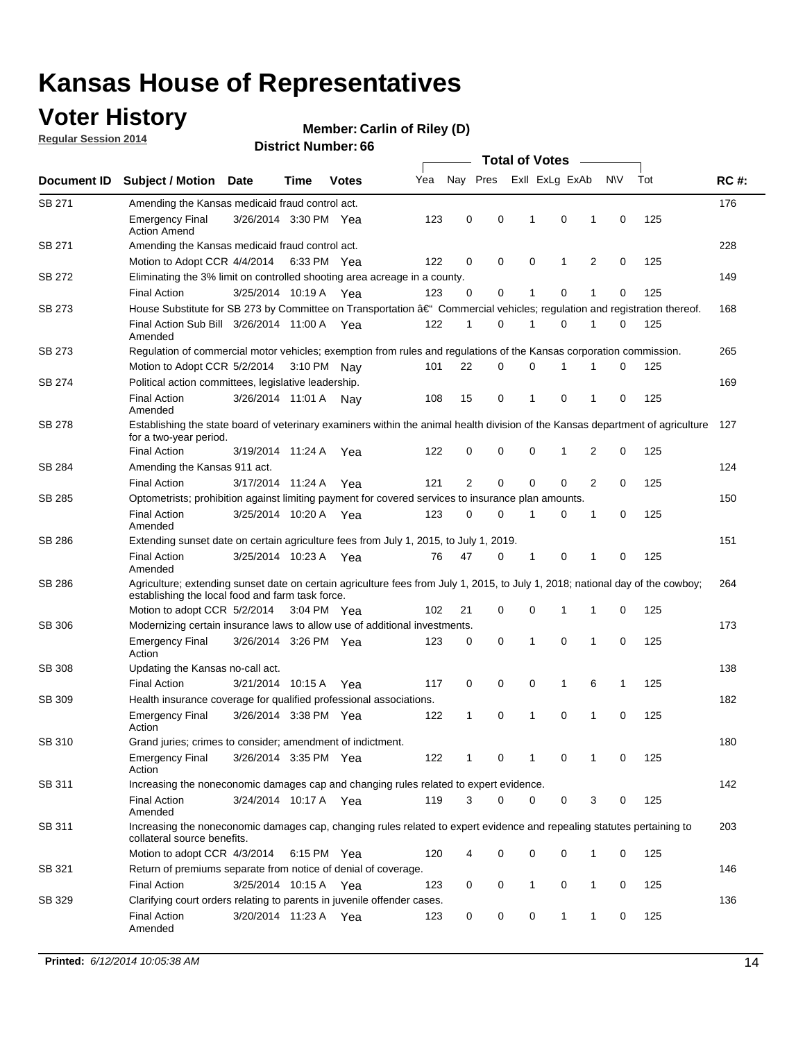# Kansas House of Representatives

## Voter History

**Regular Session 2014**

**Member: Carlin of Riley (D)**

**District Number: 66**

| Document ID | Subject / Motion | Date | Time | Votes | Yea | Nay | Pres | ExII | ExLg | ExAb | N\V | Tot | RC #: |
|---|---|---|---|---|---|---|---|---|---|---|---|---|---|
| SB 271 | Amending the Kansas medicaid fraud control act. | | | | | | | | | | | | 176 |
| | Emergency Final Action Amend | 3/26/2014 | 3:30 PM | Yea | 123 | 0 | 0 | 1 | 0 | 1 | 0 | 125 | |
| SB 271 | Amending the Kansas medicaid fraud control act. | | | | | | | | | | | | 228 |
| | Motion to Adopt CCR | 4/4/2014 | 6:33 PM | Yea | 122 | 0 | 0 | 0 | 1 | 2 | 0 | 125 | |
| SB 272 | Eliminating the 3% limit on controlled shooting area acreage in a county. | | | | | | | | | | | | 149 |
| | Final Action | 3/25/2014 | 10:19 A | Yea | 123 | 0 | 0 | 1 | 0 | 1 | 0 | 125 | |
| SB 273 | House Substitute for SB 273 by Committee on Transportation â€“ Commercial vehicles; regulation and registration thereof. | | | | | | | | | | | | 168 |
| | Final Action Sub Bill Amended | 3/26/2014 | 11:00 A | Yea | 122 | 1 | 0 | 1 | 0 | 1 | 0 | 125 | |
| SB 273 | Regulation of commercial motor vehicles; exemption from rules and regulations of the Kansas corporation commission. | | | | | | | | | | | | 265 |
| | Motion to Adopt CCR | 5/2/2014 | 3:10 PM | Nay | 101 | 22 | 0 | 0 | 1 | 1 | 0 | 125 | |
| SB 274 | Political action committees, legislative leadership. | | | | | | | | | | | | 169 |
| | Final Action Amended | 3/26/2014 | 11:01 A | Nay | 108 | 15 | 0 | 1 | 0 | 1 | 0 | 125 | |
| SB 278 | Establishing the state board of veterinary examiners within the animal health division of the Kansas department of agriculture for a two-year period. | | | | | | | | | | | | 127 |
| | Final Action | 3/19/2014 | 11:24 A | Yea | 122 | 0 | 0 | 0 | 1 | 2 | 0 | 125 | |
| SB 284 | Amending the Kansas 911 act. | | | | | | | | | | | | 124 |
| | Final Action | 3/17/2014 | 11:24 A | Yea | 121 | 2 | 0 | 0 | 0 | 2 | 0 | 125 | |
| SB 285 | Optometrists; prohibition against limiting payment for covered services to insurance plan amounts. | | | | | | | | | | | | 150 |
| | Final Action Amended | 3/25/2014 | 10:20 A | Yea | 123 | 0 | 0 | 1 | 0 | 1 | 0 | 125 | |
| SB 286 | Extending sunset date on certain agriculture fees from July 1, 2015, to July 1, 2019. | | | | | | | | | | | | 151 |
| | Final Action Amended | 3/25/2014 | 10:23 A | Yea | 76 | 47 | 0 | 1 | 0 | 1 | 0 | 125 | |
| SB 286 | Agriculture; extending sunset date on certain agriculture fees from July 1, 2015, to July 1, 2018; national day of the cowboy; establishing the local food and farm task force. | | | | | | | | | | | | 264 |
| | Motion to adopt CCR | 5/2/2014 | 3:04 PM | Yea | 102 | 21 | 0 | 0 | 1 | 1 | 0 | 125 | |
| SB 306 | Modernizing certain insurance laws to allow use of additional investments. | | | | | | | | | | | | 173 |
| | Emergency Final Action | 3/26/2014 | 3:26 PM | Yea | 123 | 0 | 0 | 1 | 0 | 1 | 0 | 125 | |
| SB 308 | Updating the Kansas no-call act. | | | | | | | | | | | | 138 |
| | Final Action | 3/21/2014 | 10:15 A | Yea | 117 | 0 | 0 | 0 | 1 | 6 | 1 | 125 | |
| SB 309 | Health insurance coverage for qualified professional associations. | | | | | | | | | | | | 182 |
| | Emergency Final Action | 3/26/2014 | 3:38 PM | Yea | 122 | 1 | 0 | 1 | 0 | 1 | 0 | 125 | |
| SB 310 | Grand juries; crimes to consider; amendment of indictment. | | | | | | | | | | | | 180 |
| | Emergency Final Action | 3/26/2014 | 3:35 PM | Yea | 122 | 1 | 0 | 1 | 0 | 1 | 0 | 125 | |
| SB 311 | Increasing the noneconomic damages cap and changing rules related to expert evidence. | | | | | | | | | | | | 142 |
| | Final Action Amended | 3/24/2014 | 10:17 A | Yea | 119 | 3 | 0 | 0 | 0 | 3 | 0 | 125 | |
| SB 311 | Increasing the noneconomic damages cap, changing rules related to expert evidence and repealing statutes pertaining to collateral source benefits. | | | | | | | | | | | | 203 |
| | Motion to adopt CCR | 4/3/2014 | 6:15 PM | Yea | 120 | 4 | 0 | 0 | 0 | 1 | 0 | 125 | |
| SB 321 | Return of premiums separate from notice of denial of coverage. | | | | | | | | | | | | 146 |
| | Final Action | 3/25/2014 | 10:15 A | Yea | 123 | 0 | 0 | 1 | 0 | 1 | 0 | 125 | |
| SB 329 | Clarifying court orders relating to parents in juvenile offender cases. | | | | | | | | | | | | 136 |
| | Final Action Amended | 3/20/2014 | 11:23 A | Yea | 123 | 0 | 0 | 0 | 1 | 1 | 0 | 125 | |

**Printed:** *6/12/2014 10:05:38 AM*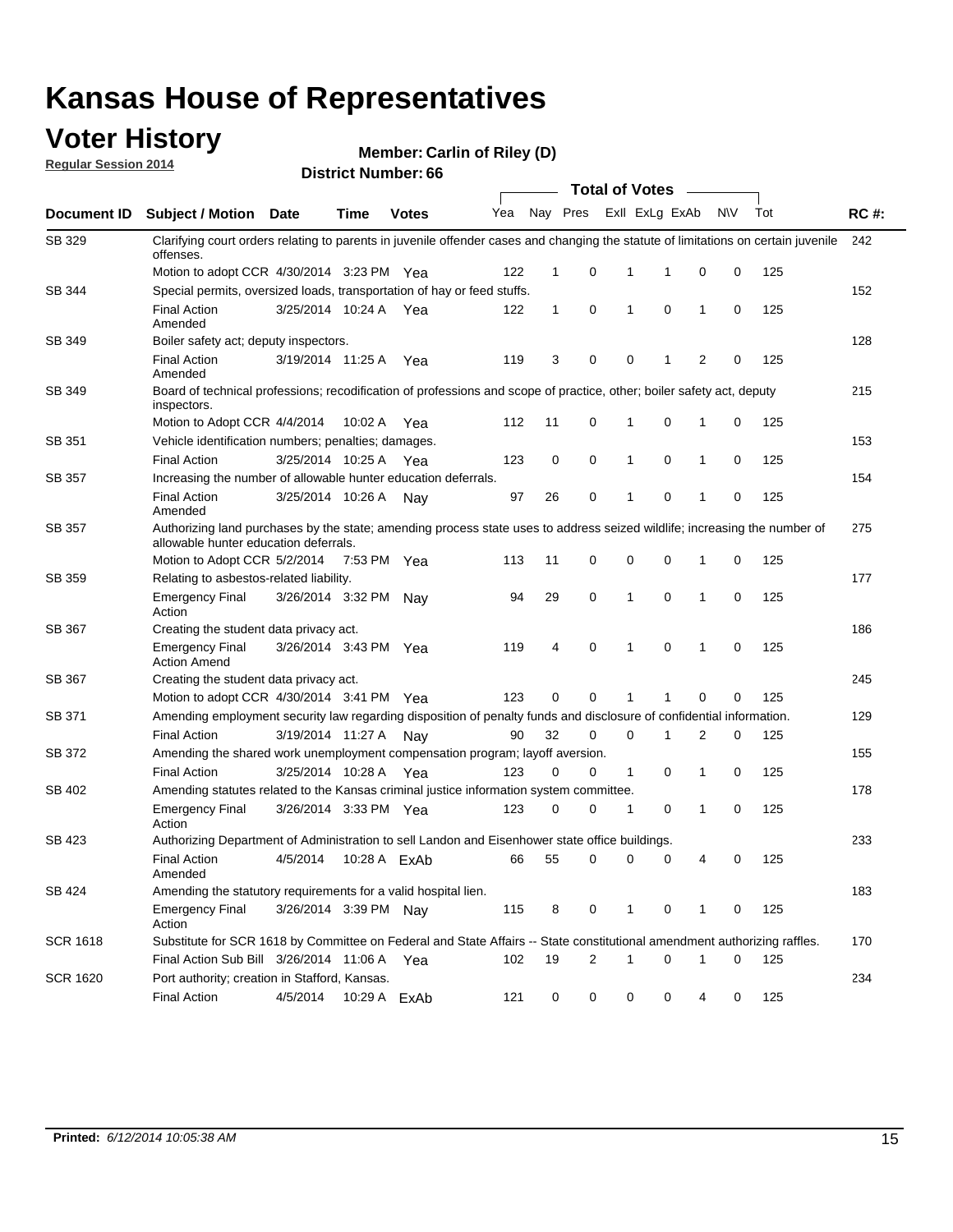# Kansas House of Representatives

## Voter History

**Regular Session 2014**

**Member: Carlin of Riley (D)**

**District Number: 66**

| Document ID | Subject / Motion | Date | Time | Votes | Yea | Nay | Pres | ExII | ExLg | ExAb | N\V | Tot | RC #: |
|---|---|---|---|---|---|---|---|---|---|---|---|---|---|
| SB 329 | Clarifying court orders relating to parents in juvenile offender cases and changing the statute of limitations on certain juvenile offenses. | | | | | | | | | | | | 242 |
| | Motion to adopt CCR | 4/30/2014 | 3:23 PM | Yea | 122 | 1 | 0 | 1 | 1 | 0 | 0 | 125 | |
| SB 344 | Special permits, oversized loads, transportation of hay or feed stuffs. | | | | | | | | | | | | 152 |
| | Final Action Amended | 3/25/2014 | 10:24 A | Yea | 122 | 1 | 0 | 1 | 0 | 1 | 0 | 125 | |
| SB 349 | Boiler safety act; deputy inspectors. | | | | | | | | | | | | 128 |
| | Final Action Amended | 3/19/2014 | 11:25 A | Yea | 119 | 3 | 0 | 0 | 1 | 2 | 0 | 125 | |
| SB 349 | Board of technical professions; recodification of professions and scope of practice, other; boiler safety act, deputy inspectors. | | | | | | | | | | | | 215 |
| | Motion to Adopt CCR | 4/4/2014 | 10:02 A | Yea | 112 | 11 | 0 | 1 | 0 | 1 | 0 | 125 | |
| SB 351 | Vehicle identification numbers; penalties; damages. | | | | | | | | | | | | 153 |
| | Final Action | 3/25/2014 | 10:25 A | Yea | 123 | 0 | 0 | 1 | 0 | 1 | 0 | 125 | |
| SB 357 | Increasing the number of allowable hunter education deferrals. | | | | | | | | | | | | 154 |
| | Final Action Amended | 3/25/2014 | 10:26 A | Nay | 97 | 26 | 0 | 1 | 0 | 1 | 0 | 125 | |
| SB 357 | Authorizing land purchases by the state; amending process state uses to address seized wildlife; increasing the number of allowable hunter education deferrals. | | | | | | | | | | | | 275 |
| | Motion to Adopt CCR | 5/2/2014 | 7:53 PM | Yea | 113 | 11 | 0 | 0 | 0 | 1 | 0 | 125 | |
| SB 359 | Relating to asbestos-related liability. | | | | | | | | | | | | 177 |
| | Emergency Final Action | 3/26/2014 | 3:32 PM | Nay | 94 | 29 | 0 | 1 | 0 | 1 | 0 | 125 | |
| SB 367 | Creating the student data privacy act. | | | | | | | | | | | | 186 |
| | Emergency Final Action Amend | 3/26/2014 | 3:43 PM | Yea | 119 | 4 | 0 | 1 | 0 | 1 | 0 | 125 | |
| SB 367 | Creating the student data privacy act. | | | | | | | | | | | | 245 |
| | Motion to adopt CCR | 4/30/2014 | 3:41 PM | Yea | 123 | 0 | 0 | 1 | 1 | 0 | 0 | 125 | |
| SB 371 | Amending employment security law regarding disposition of penalty funds and disclosure of confidential information. | | | | | | | | | | | | 129 |
| | Final Action | 3/19/2014 | 11:27 A | Nay | 90 | 32 | 0 | 0 | 1 | 2 | 0 | 125 | |
| SB 372 | Amending the shared work unemployment compensation program; layoff aversion. | | | | | | | | | | | | 155 |
| | Final Action | 3/25/2014 | 10:28 A | Yea | 123 | 0 | 0 | 1 | 0 | 1 | 0 | 125 | |
| SB 402 | Amending statutes related to the Kansas criminal justice information system committee. | | | | | | | | | | | | 178 |
| | Emergency Final Action | 3/26/2014 | 3:33 PM | Yea | 123 | 0 | 0 | 1 | 0 | 1 | 0 | 125 | |
| SB 423 | Authorizing Department of Administration to sell Landon and Eisenhower state office buildings. | | | | | | | | | | | | 233 |
| | Final Action Amended | 4/5/2014 | 10:28 A | ExAb | 66 | 55 | 0 | 0 | 0 | 4 | 0 | 125 | |
| SB 424 | Amending the statutory requirements for a valid hospital lien. | | | | | | | | | | | | 183 |
| | Emergency Final Action | 3/26/2014 | 3:39 PM | Nay | 115 | 8 | 0 | 1 | 0 | 1 | 0 | 125 | |
| SCR 1618 | Substitute for SCR 1618 by Committee on Federal and State Affairs -- State constitutional amendment authorizing raffles. | | | | | | | | | | | | 170 |
| | Final Action Sub Bill | 3/26/2014 | 11:06 A | Yea | 102 | 19 | 2 | 1 | 0 | 1 | 0 | 125 | |
| SCR 1620 | Port authority; creation in Stafford, Kansas. | | | | | | | | | | | | 234 |
| | Final Action | 4/5/2014 | 10:29 A | ExAb | 121 | 0 | 0 | 0 | 0 | 4 | 0 | 125 | |

**Printed:** *6/12/2014 10:05:38 AM*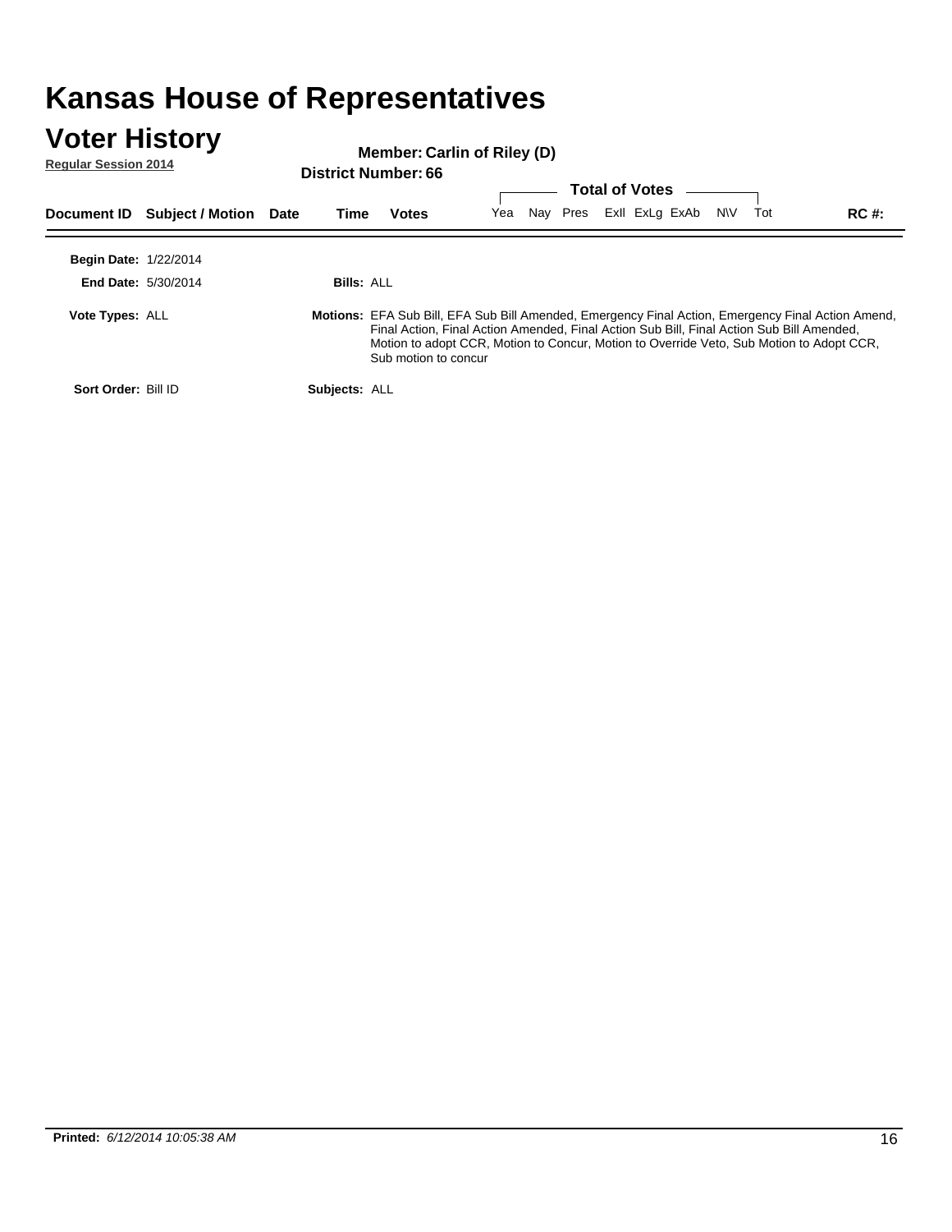# Kansas House of Representatives

## Voter History

**Regular Session 2014**

**Member: Carlin of Riley (D)**

**District Number: 66**

| Document ID | Subject / Motion | Date | Time | Votes | Yea | Nay | Pres | ExII | ExLg | ExAb | N\V | Tot | RC #: |
|---|---|---|---|---|---|---|---|---|---|---|---|---|---|

**Begin Date:** 1/22/2014

**End Date:** 5/30/2014

**Bills:** ALL

**Vote Types:** ALL

**Motions:** EFA Sub Bill, EFA Sub Bill Amended, Emergency Final Action, Emergency Final Action Amend, Final Action, Final Action Amended, Final Action Sub Bill, Final Action Sub Bill Amended, Motion to adopt CCR, Motion to Concur, Motion to Override Veto, Sub Motion to Adopt CCR, Sub motion to concur

**Sort Order:** Bill ID

**Subjects:** ALL

**Printed:** *6/12/2014 10:05:38 AM*